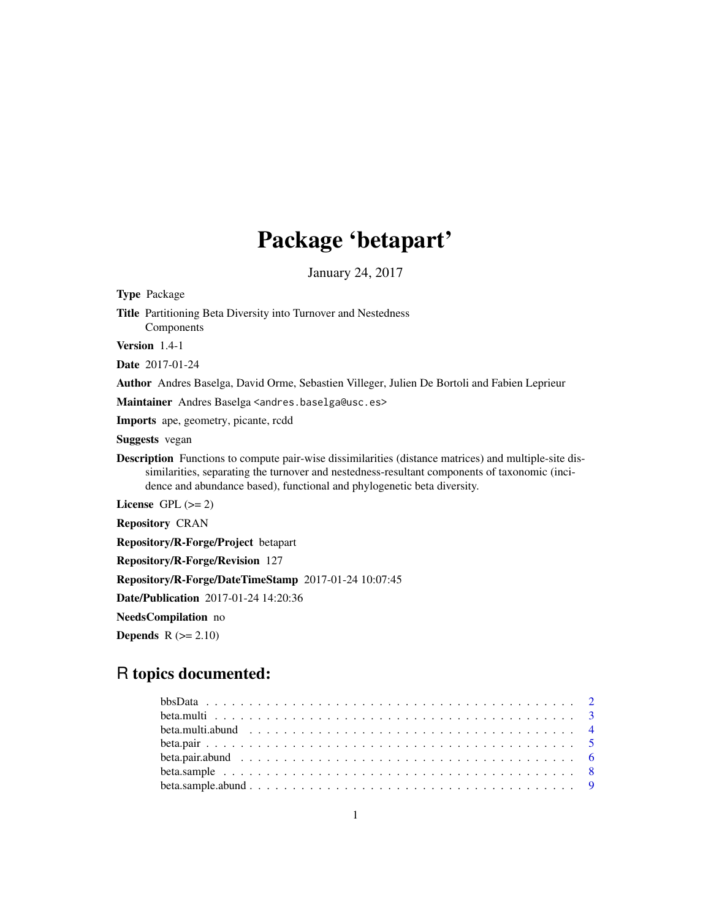# Package 'betapart'

January 24, 2017

**Type** Package

**Title** Partitioning Beta Diversity into Turnover and Nestedness Components

**Version** 1.4-1

**Date** 2017-01-24

**Author** Andres Baselga, David Orme, Sebastien Villeger, Julien De Bortoli and Fabien Leprieur

**Maintainer** Andres Baselga <andres.baselga@usc.es>

**Imports** ape, geometry, picante, rcdd

**Suggests** vegan

**Description** Functions to compute pair-wise dissimilarities (distance matrices) and multiple-site dissimilarities, separating the turnover and nestedness-resultant components of taxonomic (incidence and abundance based), functional and phylogenetic beta diversity.

**License** GPL (>= 2)

**Repository** CRAN

**Repository/R-Forge/Project** betapart

**Repository/R-Forge/Revision** 127

**Repository/R-Forge/DateTimeStamp** 2017-01-24 10:07:45

**Date/Publication** 2017-01-24 14:20:36

**NeedsCompilation** no

**Depends** R (>= 2.10)

## R topics documented:

- bbsData . . . . . . . . . . . . . . . . . . . . . . . . . . . . . . . . . . . . . . . . 2
- beta.multi . . . . . . . . . . . . . . . . . . . . . . . . . . . . . . . . . . . . . . . 3
- beta.multi.abund . . . . . . . . . . . . . . . . . . . . . . . . . . . . . . . . . . . . 4
- beta.pair . . . . . . . . . . . . . . . . . . . . . . . . . . . . . . . . . . . . . . . . 5
- beta.pair.abund . . . . . . . . . . . . . . . . . . . . . . . . . . . . . . . . . . . . 6
- beta.sample . . . . . . . . . . . . . . . . . . . . . . . . . . . . . . . . . . . . . . 8
- beta.sample.abund . . . . . . . . . . . . . . . . . . . . . . . . . . . . . . . . . . . 9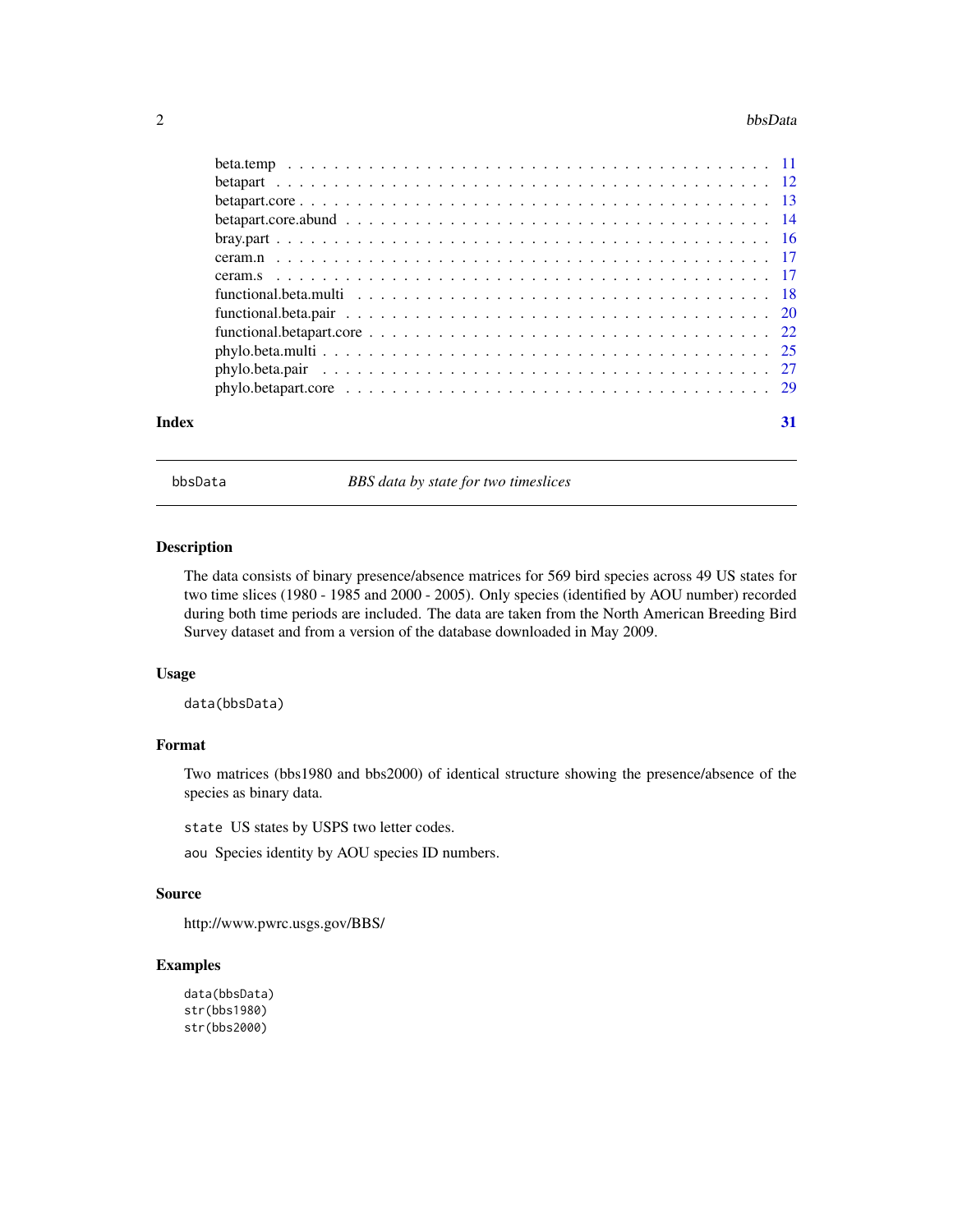beta.temp . . . . . . . . . . . . . . . . . . . . . . . . . . . . . . . . . . . . . . . . 11
betapart . . . . . . . . . . . . . . . . . . . . . . . . . . . . . . . . . . . . . . . . 12
betapart.core . . . . . . . . . . . . . . . . . . . . . . . . . . . . . . . . . . . . . . . . 13
betapart.core.abund . . . . . . . . . . . . . . . . . . . . . . . . . . . . . . . . . . . . . . . . 14
bray.part . . . . . . . . . . . . . . . . . . . . . . . . . . . . . . . . . . . . . . . . 16
ceram.n . . . . . . . . . . . . . . . . . . . . . . . . . . . . . . . . . . . . . . . . 17
ceram.s . . . . . . . . . . . . . . . . . . . . . . . . . . . . . . . . . . . . . . . . 17
functional.beta.multi . . . . . . . . . . . . . . . . . . . . . . . . . . . . . . . . . . . . . . . . 18
functional.beta.pair . . . . . . . . . . . . . . . . . . . . . . . . . . . . . . . . . . . . . . . . 20
functional.betapart.core . . . . . . . . . . . . . . . . . . . . . . . . . . . . . . . . . . . . . . . . 22
phylo.beta.multi . . . . . . . . . . . . . . . . . . . . . . . . . . . . . . . . . . . . . . . . 25
phylo.beta.pair . . . . . . . . . . . . . . . . . . . . . . . . . . . . . . . . . . . . . . . . 27
phylo.betapart.core . . . . . . . . . . . . . . . . . . . . . . . . . . . . . . . . . . . . . . . . 29

**Index** **31**

---

## bbsData — *BBS data by state for two timeslices*

### Description

The data consists of binary presence/absence matrices for 569 bird species across 49 US states for two time slices (1980 - 1985 and 2000 - 2005). Only species (identified by AOU number) recorded during both time periods are included. The data are taken from the North American Breeding Bird Survey dataset and from a version of the database downloaded in May 2009.

### Usage

```
data(bbsData)
```

### Format

Two matrices (bbs1980 and bbs2000) of identical structure showing the presence/absence of the species as binary data.

`state` US states by USPS two letter codes.

`aou` Species identity by AOU species ID numbers.

### Source

http://www.pwrc.usgs.gov/BBS/

### Examples

```
data(bbsData)
str(bbs1980)
str(bbs2000)
```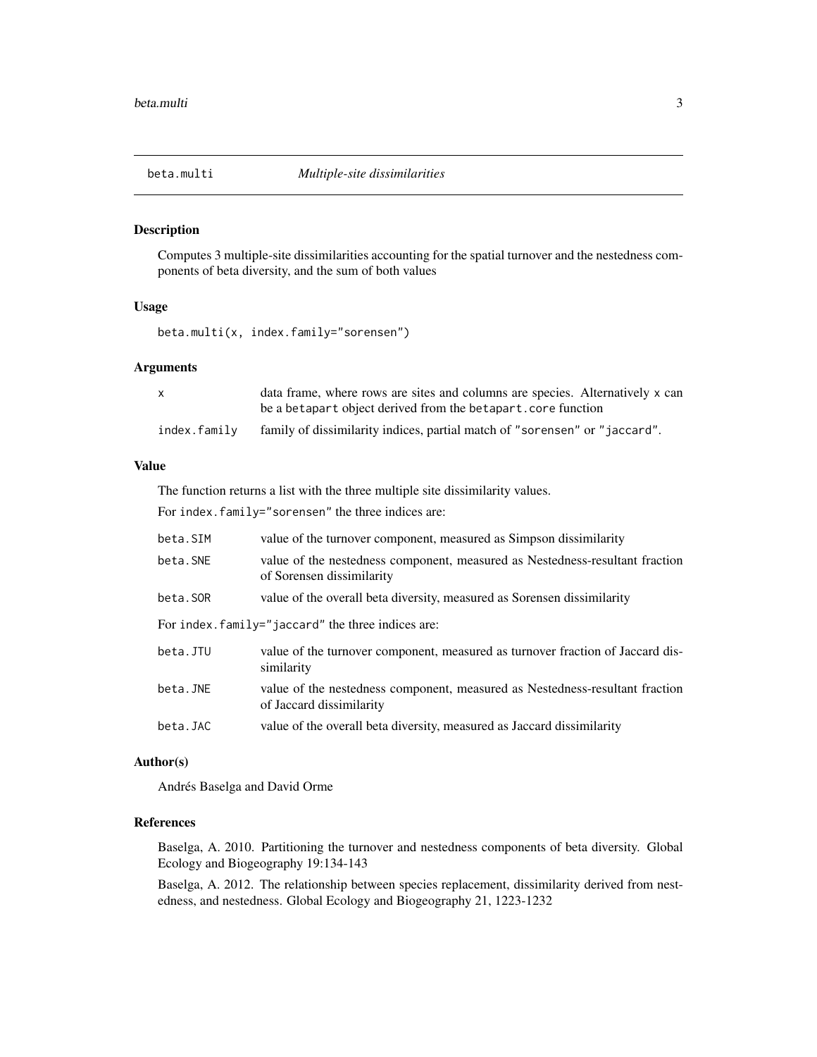## beta.multi *Multiple-site dissimilarities*

### Description

Computes 3 multiple-site dissimilarities accounting for the spatial turnover and the nestedness components of beta diversity, and the sum of both values

### Usage

```
beta.multi(x, index.family="sorensen")
```

### Arguments

| | |
|---|---|
| `x` | data frame, where rows are sites and columns are species. Alternatively `x` can be a `betapart` object derived from the `betapart.core` function |
| `index.family` | family of dissimilarity indices, partial match of `"sorensen"` or `"jaccard"`. |

### Value

The function returns a list with the three multiple site dissimilarity values.

For `index.family="sorensen"` the three indices are:

| | |
|---|---|
| `beta.SIM` | value of the turnover component, measured as Simpson dissimilarity |
| `beta.SNE` | value of the nestedness component, measured as Nestedness-resultant fraction of Sorensen dissimilarity |
| `beta.SOR` | value of the overall beta diversity, measured as Sorensen dissimilarity |

For `index.family="jaccard"` the three indices are:

| | |
|---|---|
| `beta.JTU` | value of the turnover component, measured as turnover fraction of Jaccard dissimilarity |
| `beta.JNE` | value of the nestedness component, measured as Nestedness-resultant fraction of Jaccard dissimilarity |
| `beta.JAC` | value of the overall beta diversity, measured as Jaccard dissimilarity |

### Author(s)

Andrés Baselga and David Orme

### References

Baselga, A. 2010. Partitioning the turnover and nestedness components of beta diversity. Global Ecology and Biogeography 19:134-143

Baselga, A. 2012. The relationship between species replacement, dissimilarity derived from nestedness, and nestedness. Global Ecology and Biogeography 21, 1223-1232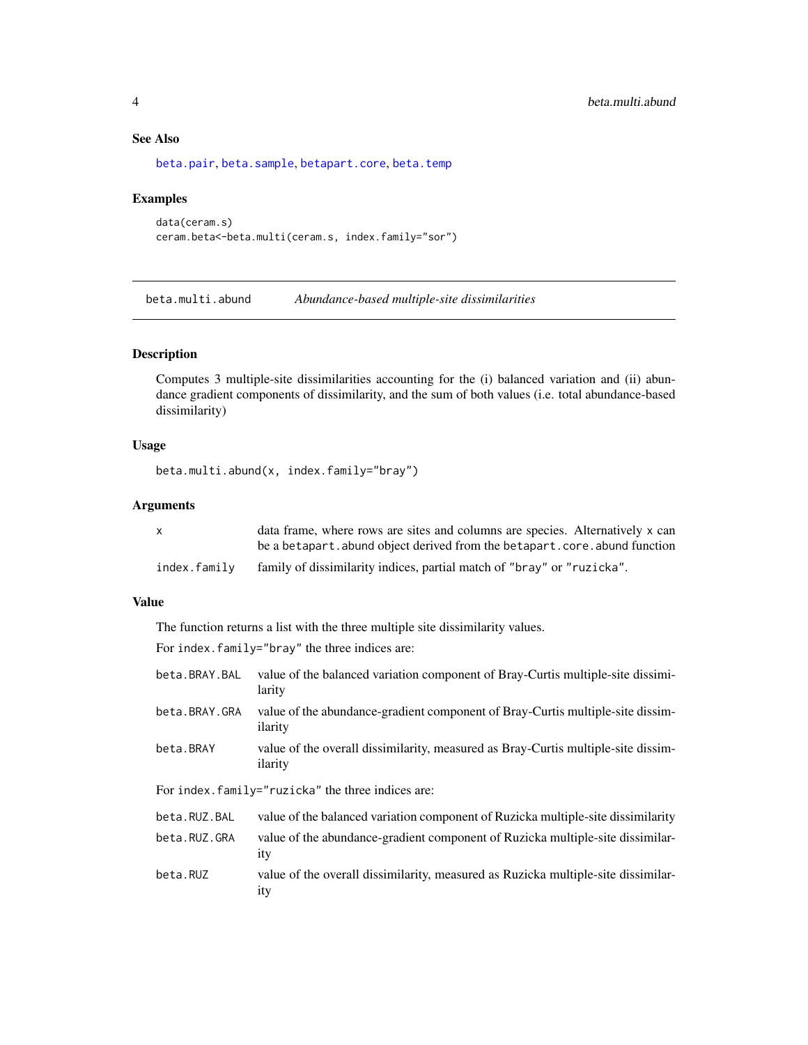### See Also

beta.pair, beta.sample, betapart.core, beta.temp

### Examples

```
data(ceram.s)
ceram.beta<-beta.multi(ceram.s, index.family="sor")
```

## beta.multi.abund — *Abundance-based multiple-site dissimilarities*

### Description

Computes 3 multiple-site dissimilarities accounting for the (i) balanced variation and (ii) abundance gradient components of dissimilarity, and the sum of both values (i.e. total abundance-based dissimilarity)

### Usage

```
beta.multi.abund(x, index.family="bray")
```

### Arguments

| | |
|---|---|
| x | data frame, where rows are sites and columns are species. Alternatively x can be a betapart.abund object derived from the betapart.core.abund function |
| index.family | family of dissimilarity indices, partial match of "bray" or "ruzicka". |

### Value

The function returns a list with the three multiple site dissimilarity values.

For index.family="bray" the three indices are:

| | |
|---|---|
| beta.BRAY.BAL | value of the balanced variation component of Bray-Curtis multiple-site dissimilarity |
| beta.BRAY.GRA | value of the abundance-gradient component of Bray-Curtis multiple-site dissimilarity |
| beta.BRAY | value of the overall dissimilarity, measured as Bray-Curtis multiple-site dissimilarity |

For index.family="ruzicka" the three indices are:

| | |
|---|---|
| beta.RUZ.BAL | value of the balanced variation component of Ruzicka multiple-site dissimilarity |
| beta.RUZ.GRA | value of the abundance-gradient component of Ruzicka multiple-site dissimilarity |
| beta.RUZ | value of the overall dissimilarity, measured as Ruzicka multiple-site dissimilarity |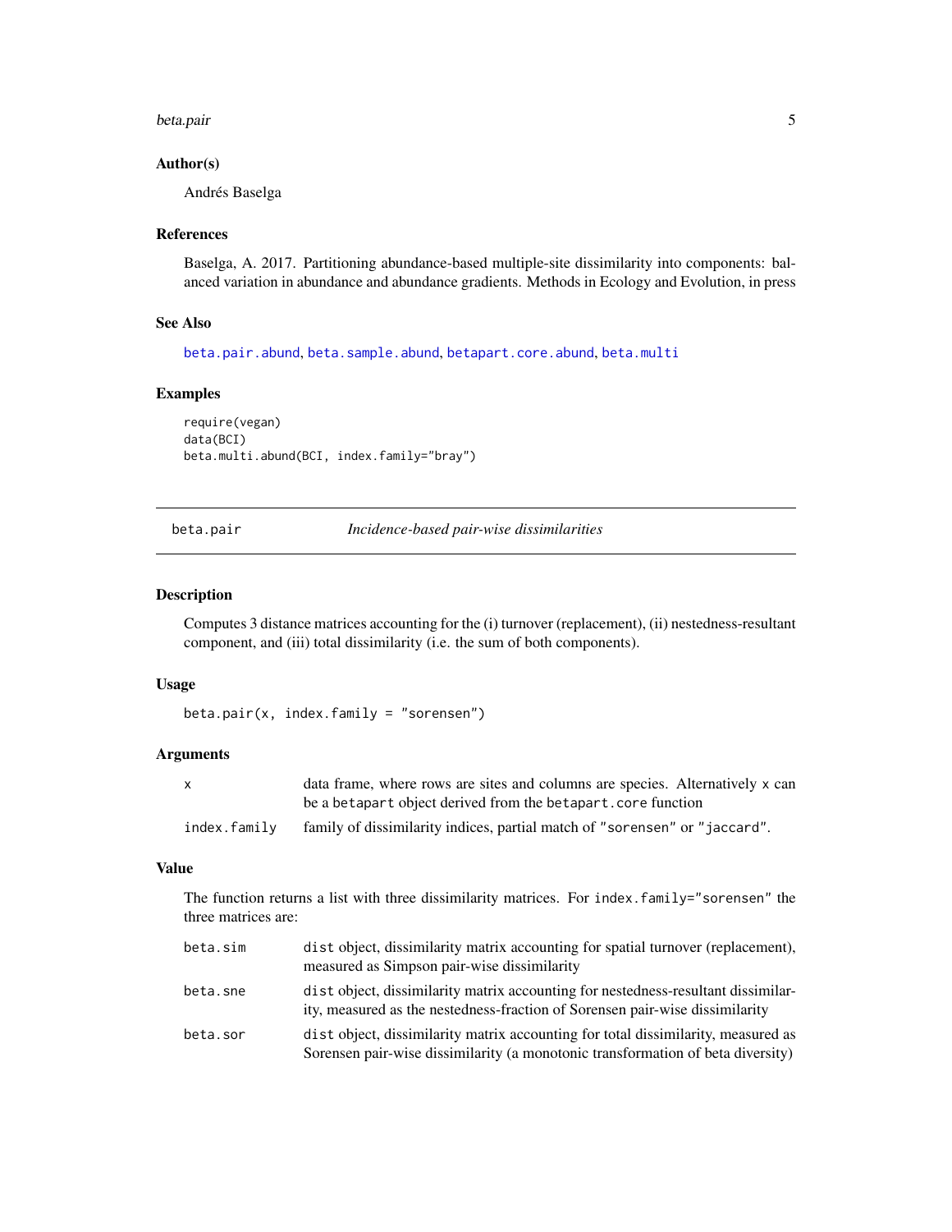### Author(s)

Andrés Baselga

### References

Baselga, A. 2017. Partitioning abundance-based multiple-site dissimilarity into components: balanced variation in abundance and abundance gradients. Methods in Ecology and Evolution, in press

### See Also

`beta.pair.abund`, `beta.sample.abund`, `betapart.core.abund`, `beta.multi`

### Examples

```
require(vegan)
data(BCI)
beta.multi.abund(BCI, index.family="bray")
```

---

## beta.pair — *Incidence-based pair-wise dissimilarities*

---

### Description

Computes 3 distance matrices accounting for the (i) turnover (replacement), (ii) nestedness-resultant component, and (iii) total dissimilarity (i.e. the sum of both components).

### Usage

```
beta.pair(x, index.family = "sorensen")
```

### Arguments

| | |
|---|---|
| `x` | data frame, where rows are sites and columns are species. Alternatively `x` can be a `betapart` object derived from the `betapart.core` function |
| `index.family` | family of dissimilarity indices, partial match of `"sorensen"` or `"jaccard"`. |

### Value

The function returns a list with three dissimilarity matrices. For `index.family="sorensen"` the three matrices are:

| | |
|---|---|
| `beta.sim` | `dist` object, dissimilarity matrix accounting for spatial turnover (replacement), measured as Simpson pair-wise dissimilarity |
| `beta.sne` | `dist` object, dissimilarity matrix accounting for nestedness-resultant dissimilarity, measured as the nestedness-fraction of Sorensen pair-wise dissimilarity |
| `beta.sor` | `dist` object, dissimilarity matrix accounting for total dissimilarity, measured as Sorensen pair-wise dissimilarity (a monotonic transformation of beta diversity) |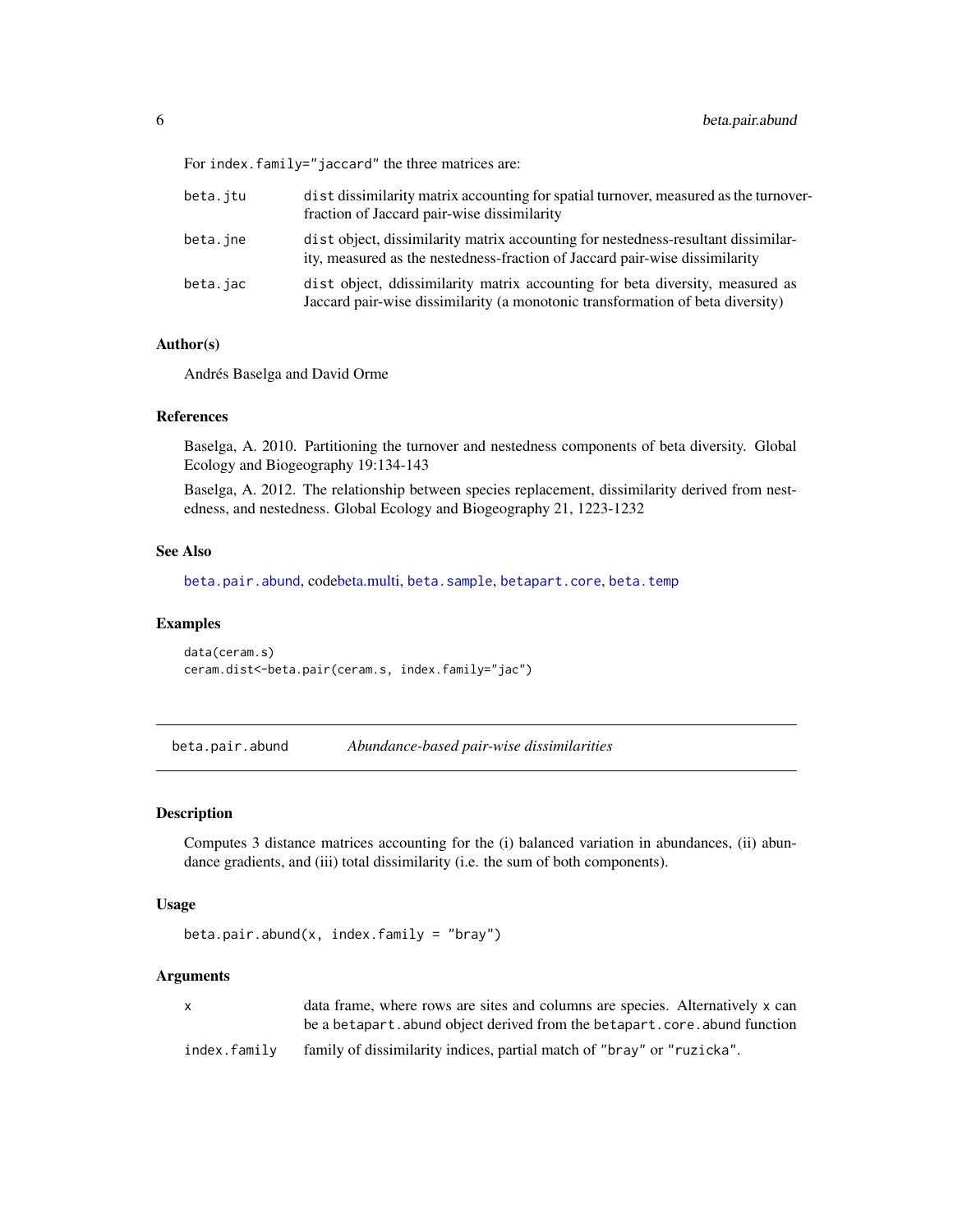For `index.family="jaccard"` the three matrices are:

| | |
|---|---|
| `beta.jtu` | `dist` dissimilarity matrix accounting for spatial turnover, measured as the turnover-fraction of Jaccard pair-wise dissimilarity |
| `beta.jne` | `dist` object, dissimilarity matrix accounting for nestedness-resultant dissimilarity, measured as the nestedness-fraction of Jaccard pair-wise dissimilarity |
| `beta.jac` | `dist` object, ddissimilarity matrix accounting for beta diversity, measured as Jaccard pair-wise dissimilarity (a monotonic transformation of beta diversity) |

### Author(s)

Andrés Baselga and David Orme

### References

Baselga, A. 2010. Partitioning the turnover and nestedness components of beta diversity. Global Ecology and Biogeography 19:134-143

Baselga, A. 2012. The relationship between species replacement, dissimilarity derived from nestedness, and nestedness. Global Ecology and Biogeography 21, 1223-1232

### See Also

`beta.pair.abund`, codebeta.multi, `beta.sample`, `betapart.core`, `beta.temp`

### Examples

```
data(ceram.s)
ceram.dist<-beta.pair(ceram.s, index.family="jac")
```

---

## beta.pair.abund &nbsp;&nbsp;&nbsp; *Abundance-based pair-wise dissimilarities*

### Description

Computes 3 distance matrices accounting for the (i) balanced variation in abundances, (ii) abundance gradients, and (iii) total dissimilarity (i.e. the sum of both components).

### Usage

```
beta.pair.abund(x, index.family = "bray")
```

### Arguments

| | |
|---|---|
| `x` | data frame, where rows are sites and columns are species. Alternatively `x` can be a `betapart.abund` object derived from the `betapart.core.abund` function |
| `index.family` | family of dissimilarity indices, partial match of `"bray"` or `"ruzicka"`. |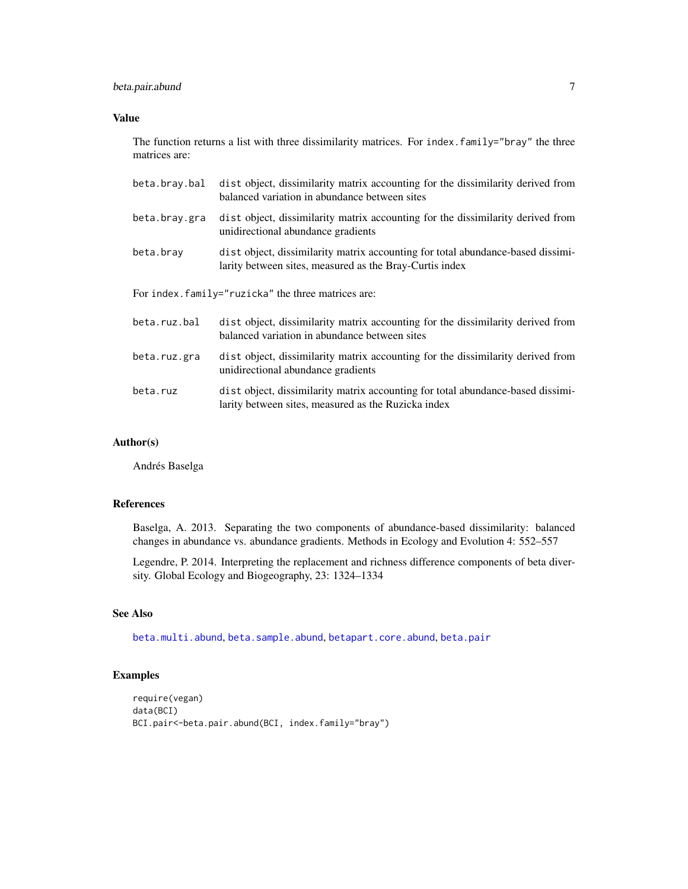## Value

The function returns a list with three dissimilarity matrices. For `index.family="bray"` the three matrices are:

- **`beta.bray.bal`** — `dist` object, dissimilarity matrix accounting for the dissimilarity derived from balanced variation in abundance between sites
- **`beta.bray.gra`** — `dist` object, dissimilarity matrix accounting for the dissimilarity derived from unidirectional abundance gradients
- **`beta.bray`** — `dist` object, dissimilarity matrix accounting for total abundance-based dissimilarity between sites, measured as the Bray-Curtis index

For `index.family="ruzicka"` the three matrices are:

- **`beta.ruz.bal`** — `dist` object, dissimilarity matrix accounting for the dissimilarity derived from balanced variation in abundance between sites
- **`beta.ruz.gra`** — `dist` object, dissimilarity matrix accounting for the dissimilarity derived from unidirectional abundance gradients
- **`beta.ruz`** — `dist` object, dissimilarity matrix accounting for total abundance-based dissimilarity between sites, measured as the Ruzicka index

## Author(s)

Andrés Baselga

## References

Baselga, A. 2013. Separating the two components of abundance-based dissimilarity: balanced changes in abundance vs. abundance gradients. Methods in Ecology and Evolution 4: 552–557

Legendre, P. 2014. Interpreting the replacement and richness difference components of beta diversity. Global Ecology and Biogeography, 23: 1324–1334

## See Also

`beta.multi.abund`, `beta.sample.abund`, `betapart.core.abund`, `beta.pair`

## Examples

```
require(vegan)
data(BCI)
BCI.pair<-beta.pair.abund(BCI, index.family="bray")
```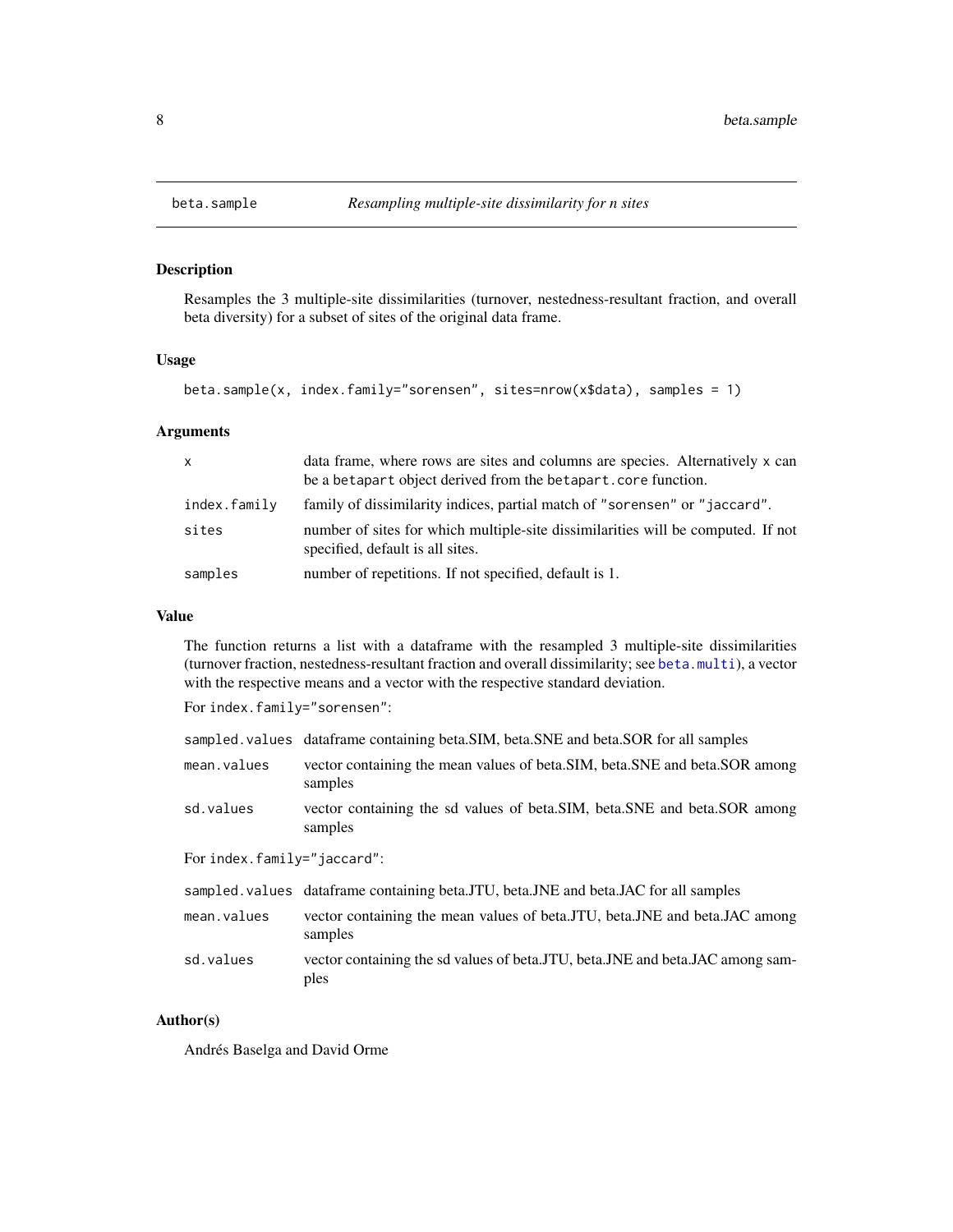beta.sample — *Resampling multiple-site dissimilarity for n sites*

## Description

Resamples the 3 multiple-site dissimilarities (turnover, nestedness-resultant fraction, and overall beta diversity) for a subset of sites of the original data frame.

## Usage

```
beta.sample(x, index.family="sorensen", sites=nrow(x$data), samples = 1)
```

## Arguments

| | |
|---|---|
| `x` | data frame, where rows are sites and columns are species. Alternatively `x` can be a `betapart` object derived from the `betapart.core` function. |
| `index.family` | family of dissimilarity indices, partial match of `"sorensen"` or `"jaccard"`. |
| `sites` | number of sites for which multiple-site dissimilarities will be computed. If not specified, default is all sites. |
| `samples` | number of repetitions. If not specified, default is 1. |

## Value

The function returns a list with a dataframe with the resampled 3 multiple-site dissimilarities (turnover fraction, nestedness-resultant fraction and overall dissimilarity; see `beta.multi`), a vector with the respective means and a vector with the respective standard deviation.

For `index.family="sorensen"`:

| | |
|---|---|
| `sampled.values` | dataframe containing beta.SIM, beta.SNE and beta.SOR for all samples |
| `mean.values` | vector containing the mean values of beta.SIM, beta.SNE and beta.SOR among samples |
| `sd.values` | vector containing the sd values of beta.SIM, beta.SNE and beta.SOR among samples |

For `index.family="jaccard"`:

| | |
|---|---|
| `sampled.values` | dataframe containing beta.JTU, beta.JNE and beta.JAC for all samples |
| `mean.values` | vector containing the mean values of beta.JTU, beta.JNE and beta.JAC among samples |
| `sd.values` | vector containing the sd values of beta.JTU, beta.JNE and beta.JAC among samples |

## Author(s)

Andrés Baselga and David Orme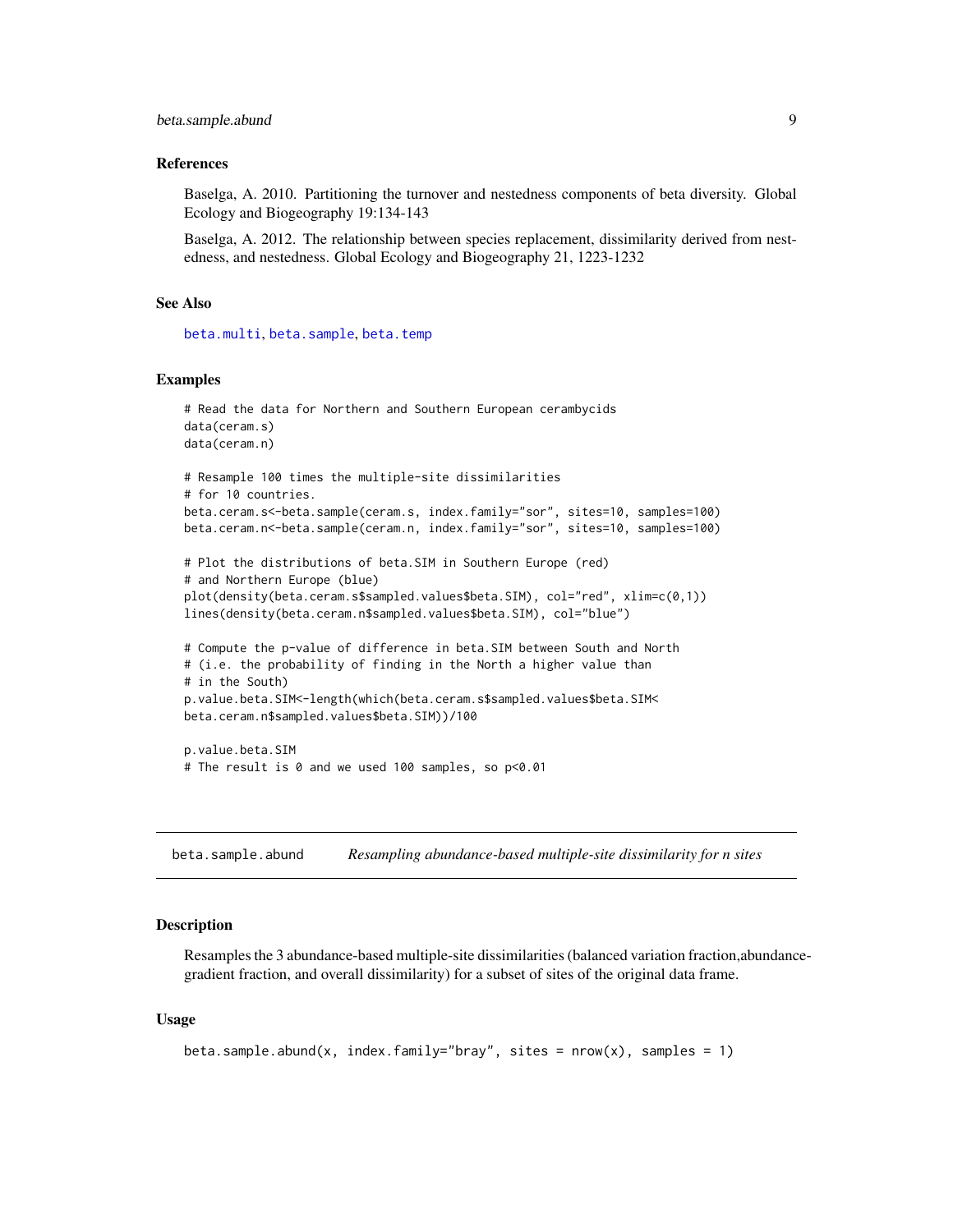### References

Baselga, A. 2010. Partitioning the turnover and nestedness components of beta diversity. Global Ecology and Biogeography 19:134-143

Baselga, A. 2012. The relationship between species replacement, dissimilarity derived from nestedness, and nestedness. Global Ecology and Biogeography 21, 1223-1232

### See Also

beta.multi, beta.sample, beta.temp

### Examples

```
# Read the data for Northern and Southern European cerambycids
data(ceram.s)
data(ceram.n)

# Resample 100 times the multiple-site dissimilarities
# for 10 countries.
beta.ceram.s<-beta.sample(ceram.s, index.family="sor", sites=10, samples=100)
beta.ceram.n<-beta.sample(ceram.n, index.family="sor", sites=10, samples=100)

# Plot the distributions of beta.SIM in Southern Europe (red)
# and Northern Europe (blue)
plot(density(beta.ceram.s$sampled.values$beta.SIM), col="red", xlim=c(0,1))
lines(density(beta.ceram.n$sampled.values$beta.SIM), col="blue")

# Compute the p-value of difference in beta.SIM between South and North
# (i.e. the probability of finding in the North a higher value than
# in the South)
p.value.beta.SIM<-length(which(beta.ceram.s$sampled.values$beta.SIM<
beta.ceram.n$sampled.values$beta.SIM))/100

p.value.beta.SIM
# The result is 0 and we used 100 samples, so p<0.01
```

---

## beta.sample.abund — *Resampling abundance-based multiple-site dissimilarity for n sites*

### Description

Resamples the 3 abundance-based multiple-site dissimilarities (balanced variation fraction,abundance-gradient fraction, and overall dissimilarity) for a subset of sites of the original data frame.

### Usage

```
beta.sample.abund(x, index.family="bray", sites = nrow(x), samples = 1)
```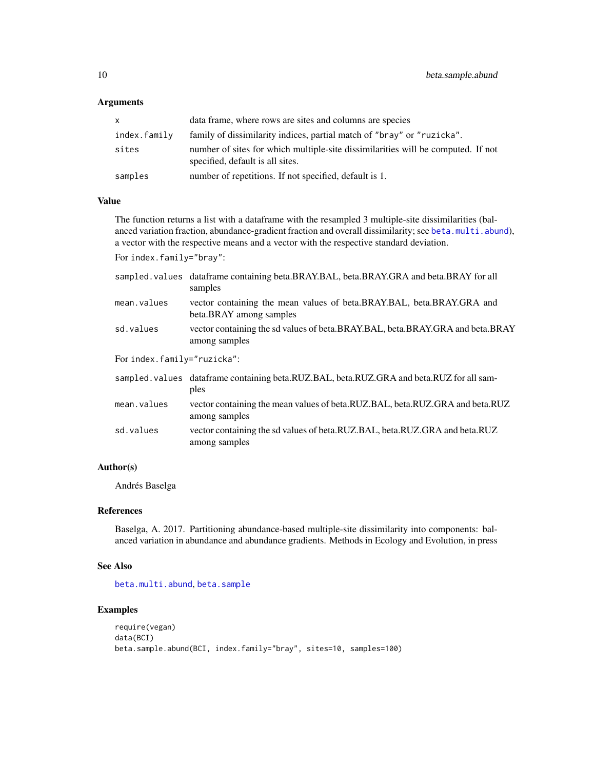## Arguments

| | |
|---|---|
| `x` | data frame, where rows are sites and columns are species |
| `index.family` | family of dissimilarity indices, partial match of `"bray"` or `"ruzicka"`. |
| `sites` | number of sites for which multiple-site dissimilarities will be computed. If not specified, default is all sites. |
| `samples` | number of repetitions. If not specified, default is 1. |

## Value

The function returns a list with a dataframe with the resampled 3 multiple-site dissimilarities (balanced variation fraction, abundance-gradient fraction and overall dissimilarity; see `beta.multi.abund`), a vector with the respective means and a vector with the respective standard deviation.

For `index.family="bray"`:

| | |
|---|---|
| `sampled.values` | dataframe containing beta.BRAY.BAL, beta.BRAY.GRA and beta.BRAY for all samples |
| `mean.values` | vector containing the mean values of beta.BRAY.BAL, beta.BRAY.GRA and beta.BRAY among samples |
| `sd.values` | vector containing the sd values of beta.BRAY.BAL, beta.BRAY.GRA and beta.BRAY among samples |

For `index.family="ruzicka"`:

| | |
|---|---|
| `sampled.values` | dataframe containing beta.RUZ.BAL, beta.RUZ.GRA and beta.RUZ for all samples |
| `mean.values` | vector containing the mean values of beta.RUZ.BAL, beta.RUZ.GRA and beta.RUZ among samples |
| `sd.values` | vector containing the sd values of beta.RUZ.BAL, beta.RUZ.GRA and beta.RUZ among samples |

## Author(s)

Andrés Baselga

## References

Baselga, A. 2017. Partitioning abundance-based multiple-site dissimilarity into components: balanced variation in abundance and abundance gradients. Methods in Ecology and Evolution, in press

## See Also

`beta.multi.abund`, `beta.sample`

## Examples

```
require(vegan)
data(BCI)
beta.sample.abund(BCI, index.family="bray", sites=10, samples=100)
```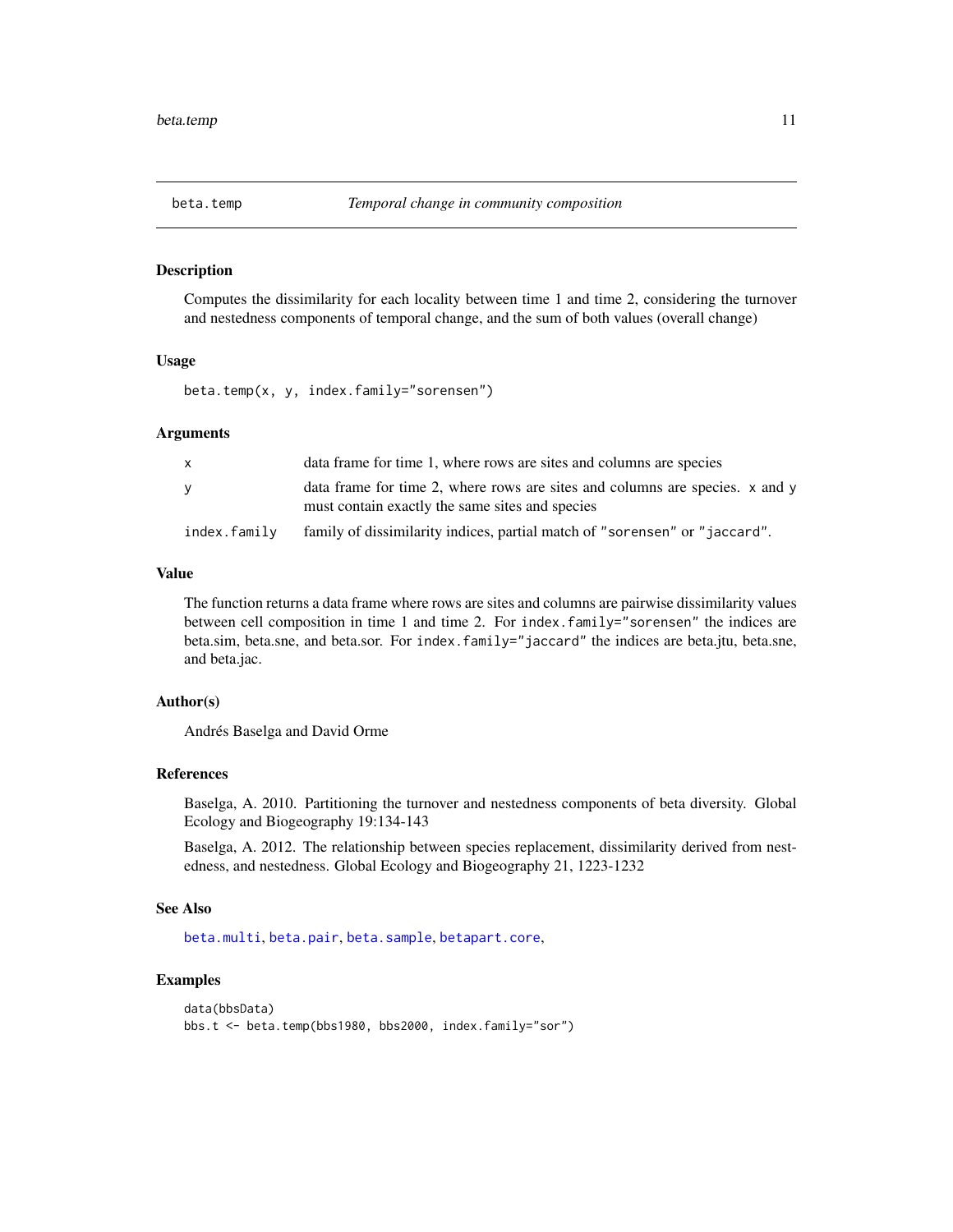## beta.temp — *Temporal change in community composition*

### Description

Computes the dissimilarity for each locality between time 1 and time 2, considering the turnover and nestedness components of temporal change, and the sum of both values (overall change)

### Usage

```
beta.temp(x, y, index.family="sorensen")
```

### Arguments

| | |
|---|---|
| `x` | data frame for time 1, where rows are sites and columns are species |
| `y` | data frame for time 2, where rows are sites and columns are species. `x` and `y` must contain exactly the same sites and species |
| `index.family` | family of dissimilarity indices, partial match of `"sorensen"` or `"jaccard"`. |

### Value

The function returns a data frame where rows are sites and columns are pairwise dissimilarity values between cell composition in time 1 and time 2. For `index.family="sorensen"` the indices are beta.sim, beta.sne, and beta.sor. For `index.family="jaccard"` the indices are beta.jtu, beta.sne, and beta.jac.

### Author(s)

Andrés Baselga and David Orme

### References

Baselga, A. 2010. Partitioning the turnover and nestedness components of beta diversity. Global Ecology and Biogeography 19:134-143

Baselga, A. 2012. The relationship between species replacement, dissimilarity derived from nestedness, and nestedness. Global Ecology and Biogeography 21, 1223-1232

### See Also

`beta.multi`, `beta.pair`, `beta.sample`, `betapart.core`,

### Examples

```
data(bbsData)
bbs.t <- beta.temp(bbs1980, bbs2000, index.family="sor")
```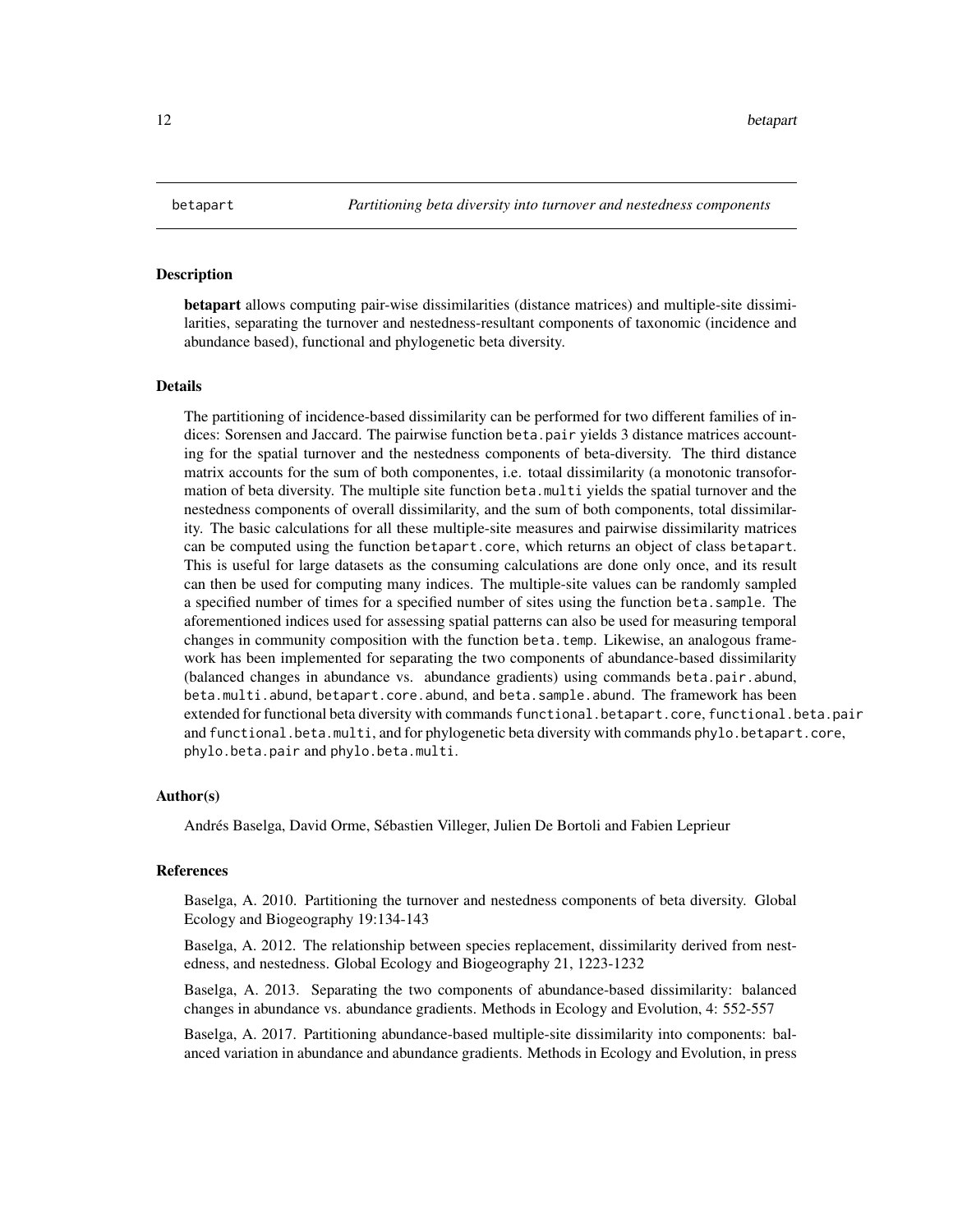betapart *Partitioning beta diversity into turnover and nestedness components*

## Description

**betapart** allows computing pair-wise dissimilarities (distance matrices) and multiple-site dissimilarities, separating the turnover and nestedness-resultant components of taxonomic (incidence and abundance based), functional and phylogenetic beta diversity.

## Details

The partitioning of incidence-based dissimilarity can be performed for two different families of indices: Sorensen and Jaccard. The pairwise function `beta.pair` yields 3 distance matrices accounting for the spatial turnover and the nestedness components of beta-diversity. The third distance matrix accounts for the sum of both componentes, i.e. totaal dissimilarity (a monotonic transoformation of beta diversity. The multiple site function `beta.multi` yields the spatial turnover and the nestedness components of overall dissimilarity, and the sum of both components, total dissimilarity. The basic calculations for all these multiple-site measures and pairwise dissimilarity matrices can be computed using the function `betapart.core`, which returns an object of class `betapart`. This is useful for large datasets as the consuming calculations are done only once, and its result can then be used for computing many indices. The multiple-site values can be randomly sampled a specified number of times for a specified number of sites using the function `beta.sample`. The aforementioned indices used for assessing spatial patterns can also be used for measuring temporal changes in community composition with the function `beta.temp`. Likewise, an analogous framework has been implemented for separating the two components of abundance-based dissimilarity (balanced changes in abundance vs. abundance gradients) using commands `beta.pair.abund`, `beta.multi.abund`, `betapart.core.abund`, and `beta.sample.abund`. The framework has been extended for functional beta diversity with commands `functional.betapart.core`, `functional.beta.pair` and `functional.beta.multi`, and for phylogenetic beta diversity with commands `phylo.betapart.core`, `phylo.beta.pair` and `phylo.beta.multi`.

## Author(s)

Andrés Baselga, David Orme, Sébastien Villeger, Julien De Bortoli and Fabien Leprieur

## References

Baselga, A. 2010. Partitioning the turnover and nestedness components of beta diversity. Global Ecology and Biogeography 19:134-143

Baselga, A. 2012. The relationship between species replacement, dissimilarity derived from nestedness, and nestedness. Global Ecology and Biogeography 21, 1223-1232

Baselga, A. 2013. Separating the two components of abundance-based dissimilarity: balanced changes in abundance vs. abundance gradients. Methods in Ecology and Evolution, 4: 552-557

Baselga, A. 2017. Partitioning abundance-based multiple-site dissimilarity into components: balanced variation in abundance and abundance gradients. Methods in Ecology and Evolution, in press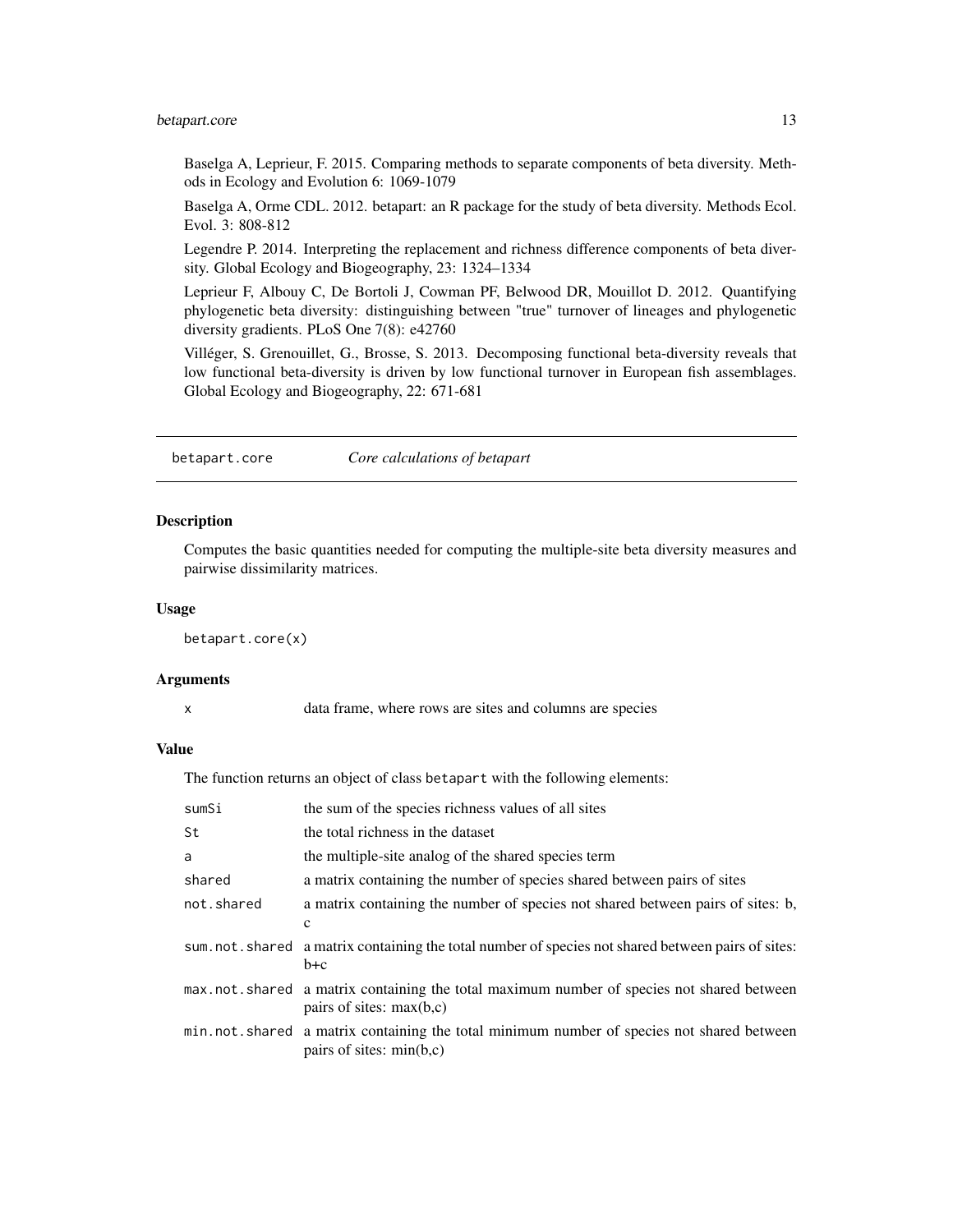Baselga A, Leprieur, F. 2015. Comparing methods to separate components of beta diversity. Methods in Ecology and Evolution 6: 1069-1079

Baselga A, Orme CDL. 2012. betapart: an R package for the study of beta diversity. Methods Ecol. Evol. 3: 808-812

Legendre P. 2014. Interpreting the replacement and richness difference components of beta diversity. Global Ecology and Biogeography, 23: 1324–1334

Leprieur F, Albouy C, De Bortoli J, Cowman PF, Belwood DR, Mouillot D. 2012. Quantifying phylogenetic beta diversity: distinguishing between "true" turnover of lineages and phylogenetic diversity gradients. PLoS One 7(8): e42760

Villéger, S. Grenouillet, G., Brosse, S. 2013. Decomposing functional beta-diversity reveals that low functional beta-diversity is driven by low functional turnover in European fish assemblages. Global Ecology and Biogeography, 22: 671-681

## betapart.core *Core calculations of betapart*

### Description

Computes the basic quantities needed for computing the multiple-site beta diversity measures and pairwise dissimilarity matrices.

### Usage

```
betapart.core(x)
```

### Arguments

| | |
|---|---|
| x | data frame, where rows are sites and columns are species |

### Value

The function returns an object of class `betapart` with the following elements:

| | |
|---|---|
| sumSi | the sum of the species richness values of all sites |
| St | the total richness in the dataset |
| a | the multiple-site analog of the shared species term |
| shared | a matrix containing the number of species shared between pairs of sites |
| not.shared | a matrix containing the number of species not shared between pairs of sites: b, c |
| sum.not.shared | a matrix containing the total number of species not shared between pairs of sites: b+c |
| max.not.shared | a matrix containing the total maximum number of species not shared between pairs of sites: max(b,c) |
| min.not.shared | a matrix containing the total minimum number of species not shared between pairs of sites: min(b,c) |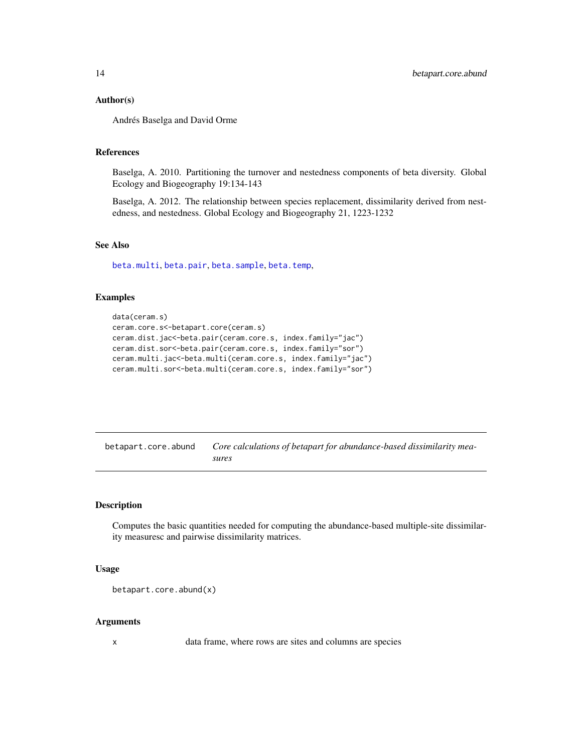### Author(s)

Andrés Baselga and David Orme

### References

Baselga, A. 2010. Partitioning the turnover and nestedness components of beta diversity. Global Ecology and Biogeography 19:134-143

Baselga, A. 2012. The relationship between species replacement, dissimilarity derived from nestedness, and nestedness. Global Ecology and Biogeography 21, 1223-1232

### See Also

beta.multi, beta.pair, beta.sample, beta.temp,

### Examples

```
data(ceram.s)
ceram.core.s<-betapart.core(ceram.s)
ceram.dist.jac<-beta.pair(ceram.core.s, index.family="jac")
ceram.dist.sor<-beta.pair(ceram.core.s, index.family="sor")
ceram.multi.jac<-beta.multi(ceram.core.s, index.family="jac")
ceram.multi.sor<-beta.multi(ceram.core.s, index.family="sor")
```

---

## betapart.core.abund — *Core calculations of betapart for abundance-based dissimilarity measures*

---

### Description

Computes the basic quantities needed for computing the abundance-based multiple-site dissimilarity measuresc and pairwise dissimilarity matrices.

### Usage

```
betapart.core.abund(x)
```

### Arguments

| | |
|---|---|
| x | data frame, where rows are sites and columns are species |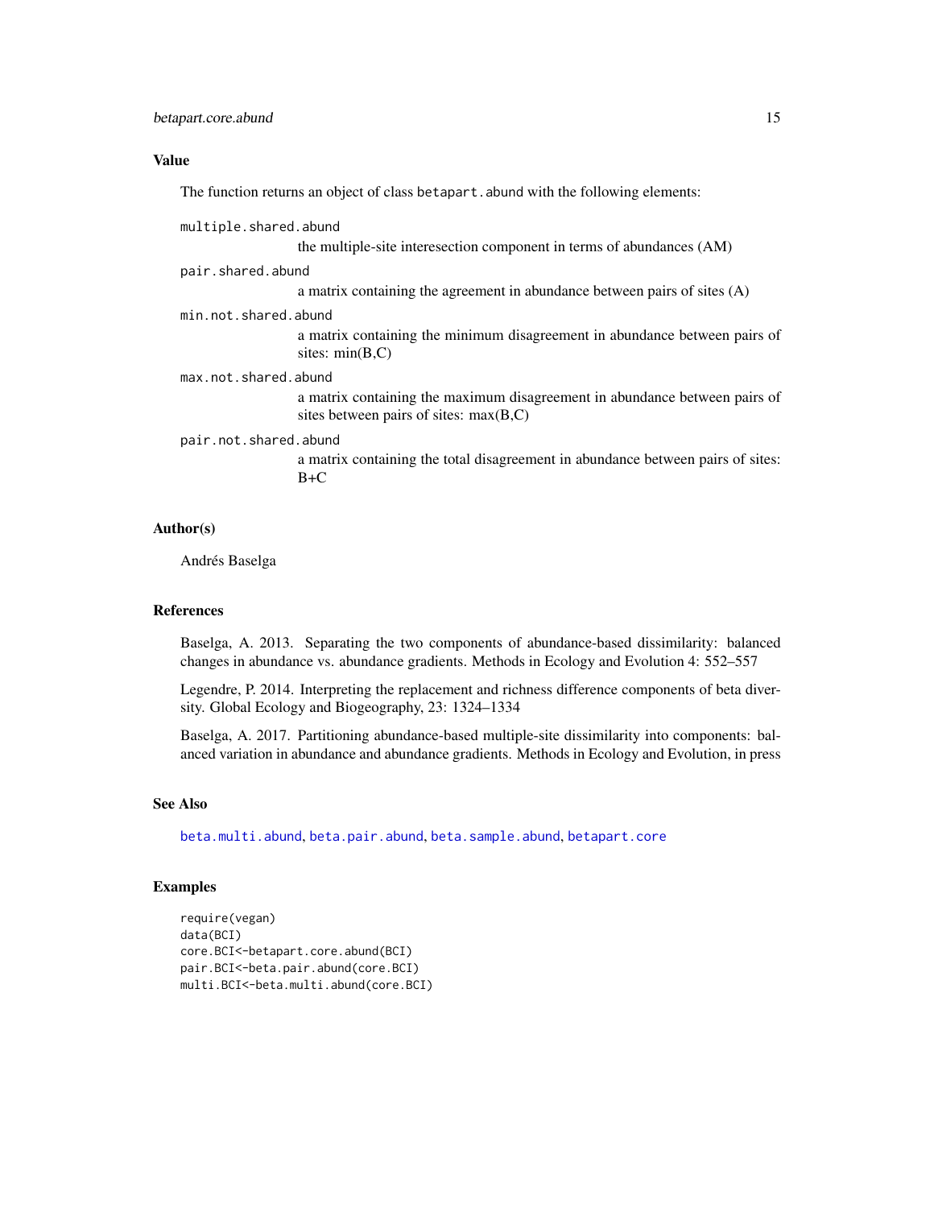## Value

The function returns an object of class `betapart.abund` with the following elements:

`multiple.shared.abund`
: the multiple-site interesection component in terms of abundances (AM)

`pair.shared.abund`
: a matrix containing the agreement in abundance between pairs of sites (A)

`min.not.shared.abund`
: a matrix containing the minimum disagreement in abundance between pairs of sites: min(B,C)

`max.not.shared.abund`
: a matrix containing the maximum disagreement in abundance between pairs of sites between pairs of sites: max(B,C)

`pair.not.shared.abund`
: a matrix containing the total disagreement in abundance between pairs of sites: B+C

## Author(s)

Andrés Baselga

## References

Baselga, A. 2013. Separating the two components of abundance-based dissimilarity: balanced changes in abundance vs. abundance gradients. Methods in Ecology and Evolution 4: 552–557

Legendre, P. 2014. Interpreting the replacement and richness difference components of beta diversity. Global Ecology and Biogeography, 23: 1324–1334

Baselga, A. 2017. Partitioning abundance-based multiple-site dissimilarity into components: balanced variation in abundance and abundance gradients. Methods in Ecology and Evolution, in press

## See Also

`beta.multi.abund`, `beta.pair.abund`, `beta.sample.abund`, `betapart.core`

## Examples

```
require(vegan)
data(BCI)
core.BCI<-betapart.core.abund(BCI)
pair.BCI<-beta.pair.abund(core.BCI)
multi.BCI<-beta.multi.abund(core.BCI)
```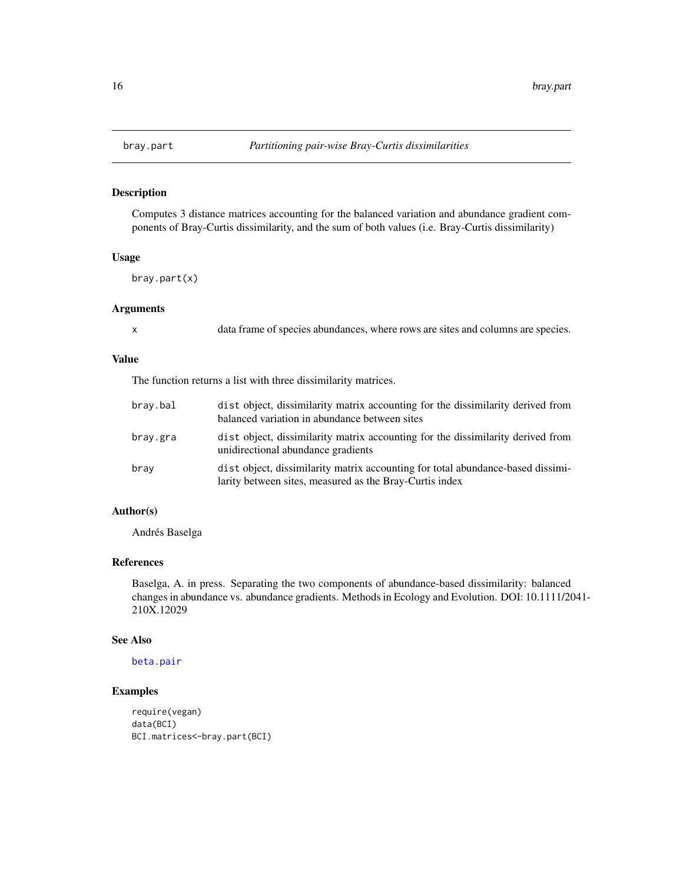## bray.part *Partitioning pair-wise Bray-Curtis dissimilarities*

### Description

Computes 3 distance matrices accounting for the balanced variation and abundance gradient components of Bray-Curtis dissimilarity, and the sum of both values (i.e. Bray-Curtis dissimilarity)

### Usage

```
bray.part(x)
```

### Arguments

| | |
|---|---|
| x | data frame of species abundances, where rows are sites and columns are species. |

### Value

The function returns a list with three dissimilarity matrices.

| | |
|---|---|
| bray.bal | `dist` object, dissimilarity matrix accounting for the dissimilarity derived from balanced variation in abundance between sites |
| bray.gra | `dist` object, dissimilarity matrix accounting for the dissimilarity derived from unidirectional abundance gradients |
| bray | `dist` object, dissimilarity matrix accounting for total abundance-based dissimilarity between sites, measured as the Bray-Curtis index |

### Author(s)

Andrés Baselga

### References

Baselga, A. in press. Separating the two components of abundance-based dissimilarity: balanced changes in abundance vs. abundance gradients. Methods in Ecology and Evolution. DOI: 10.1111/2041-210X.12029

### See Also

beta.pair

### Examples

```
require(vegan)
data(BCI)
BCI.matrices<-bray.part(BCI)
```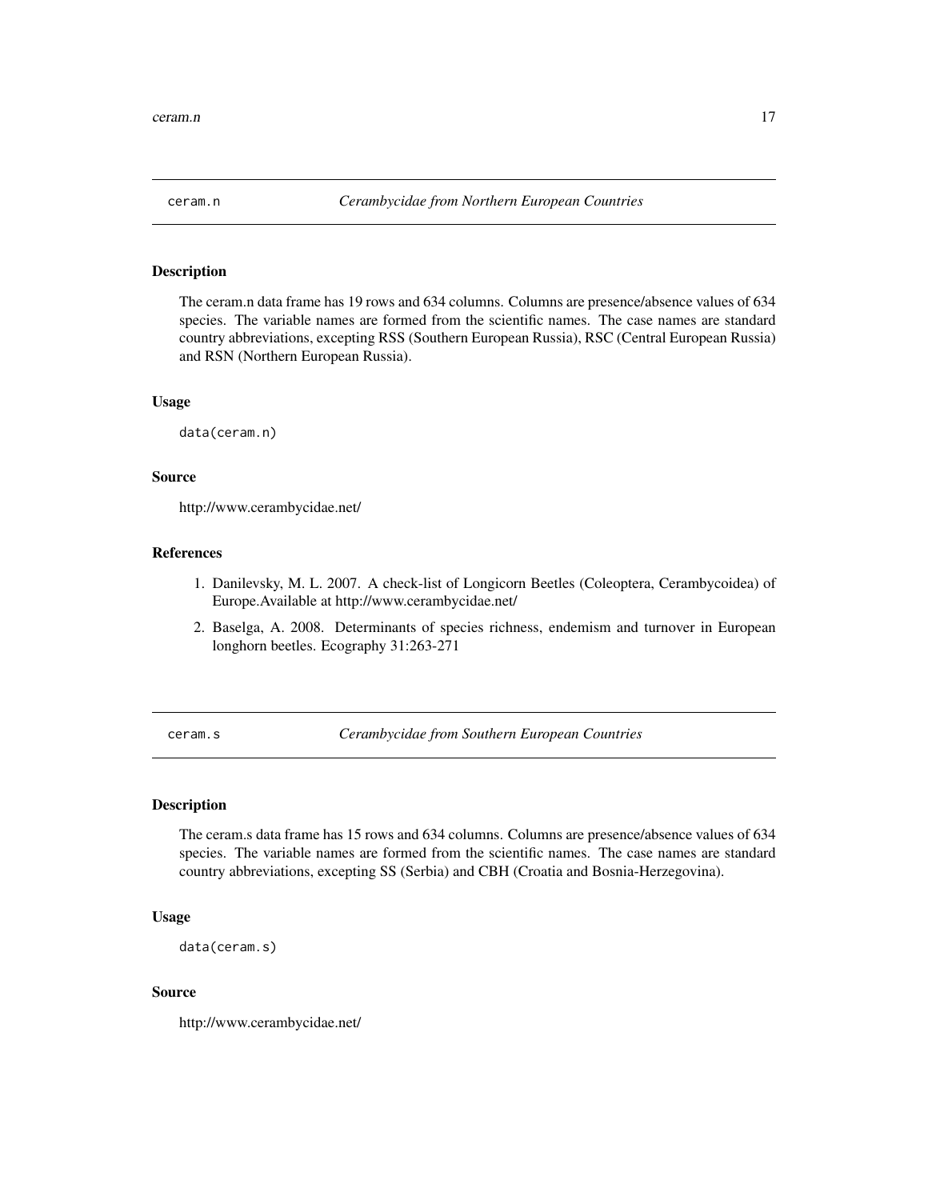## ceram.n *Cerambycidae from Northern European Countries*

### Description

The ceram.n data frame has 19 rows and 634 columns. Columns are presence/absence values of 634 species. The variable names are formed from the scientific names. The case names are standard country abbreviations, excepting RSS (Southern European Russia), RSC (Central European Russia) and RSN (Northern European Russia).

### Usage

```
data(ceram.n)
```

### Source

http://www.cerambycidae.net/

### References

1. Danilevsky, M. L. 2007. A check-list of Longicorn Beetles (Coleoptera, Cerambycoidea) of Europe.Available at http://www.cerambycidae.net/
2. Baselga, A. 2008. Determinants of species richness, endemism and turnover in European longhorn beetles. Ecography 31:263-271

## ceram.s *Cerambycidae from Southern European Countries*

### Description

The ceram.s data frame has 15 rows and 634 columns. Columns are presence/absence values of 634 species. The variable names are formed from the scientific names. The case names are standard country abbreviations, excepting SS (Serbia) and CBH (Croatia and Bosnia-Herzegovina).

### Usage

```
data(ceram.s)
```

### Source

http://www.cerambycidae.net/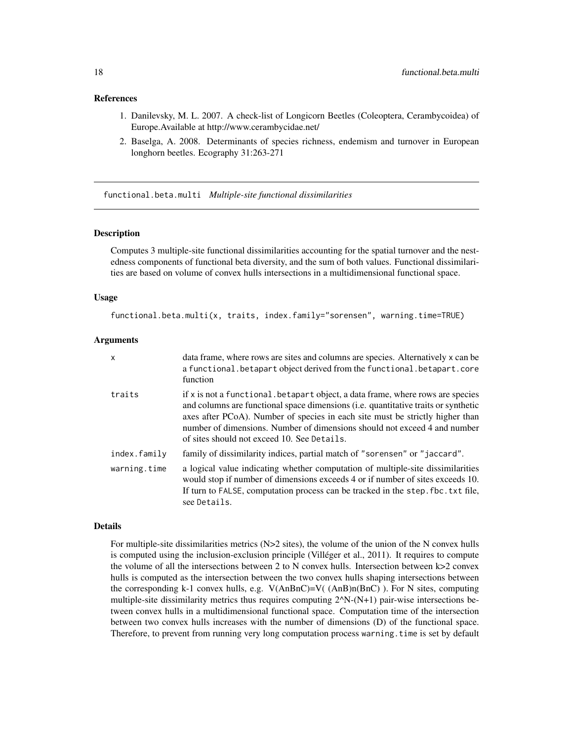## References

1. Danilevsky, M. L. 2007. A check-list of Longicorn Beetles (Coleoptera, Cerambycoidea) of Europe.Available at http://www.cerambycidae.net/
2. Baselga, A. 2008. Determinants of species richness, endemism and turnover in European longhorn beetles. Ecography 31:263-271

---

# functional.beta.multi *Multiple-site functional dissimilarities*

---

### Description

Computes 3 multiple-site functional dissimilarities accounting for the spatial turnover and the nestedness components of functional beta diversity, and the sum of both values. Functional dissimilarities are based on volume of convex hulls intersections in a multidimensional functional space.

### Usage

```
functional.beta.multi(x, traits, index.family="sorensen", warning.time=TRUE)
```

### Arguments

| | |
|---|---|
| `x` | data frame, where rows are sites and columns are species. Alternatively `x` can be a `functional.betapart` object derived from the `functional.betapart.core` function |
| `traits` | if `x` is not a `functional.betapart` object, a data frame, where rows are species and columns are functional space dimensions (i.e. quantitative traits or synthetic axes after PCoA). Number of species in each site must be strictly higher than number of dimensions. Number of dimensions should not exceed 4 and number of sites should not exceed 10. See `Details`. |
| `index.family` | family of dissimilarity indices, partial match of `"sorensen"` or `"jaccard"`. |
| `warning.time` | a logical value indicating whether computation of multiple-site dissimilarities would stop if number of dimensions exceeds 4 or if number of sites exceeds 10. If turn to `FALSE`, computation process can be tracked in the `step.fbc.txt` file, see `Details`. |

### Details

For multiple-site dissimilarities metrics (N>2 sites), the volume of the union of the N convex hulls is computed using the inclusion-exclusion principle (Villéger et al., 2011). It requires to compute the volume of all the intersections between 2 to N convex hulls. Intersection between k>2 convex hulls is computed as the intersection between the two convex hulls shaping intersections between the corresponding k-1 convex hulls, e.g. V(AnBnC)=V( (AnB)n(BnC) ). For N sites, computing multiple-site dissimilarity metrics thus requires computing 2^N-(N+1) pair-wise intersections between convex hulls in a multidimensional functional space. Computation time of the intersection between two convex hulls increases with the number of dimensions (D) of the functional space. Therefore, to prevent from running very long computation process `warning.time` is set by default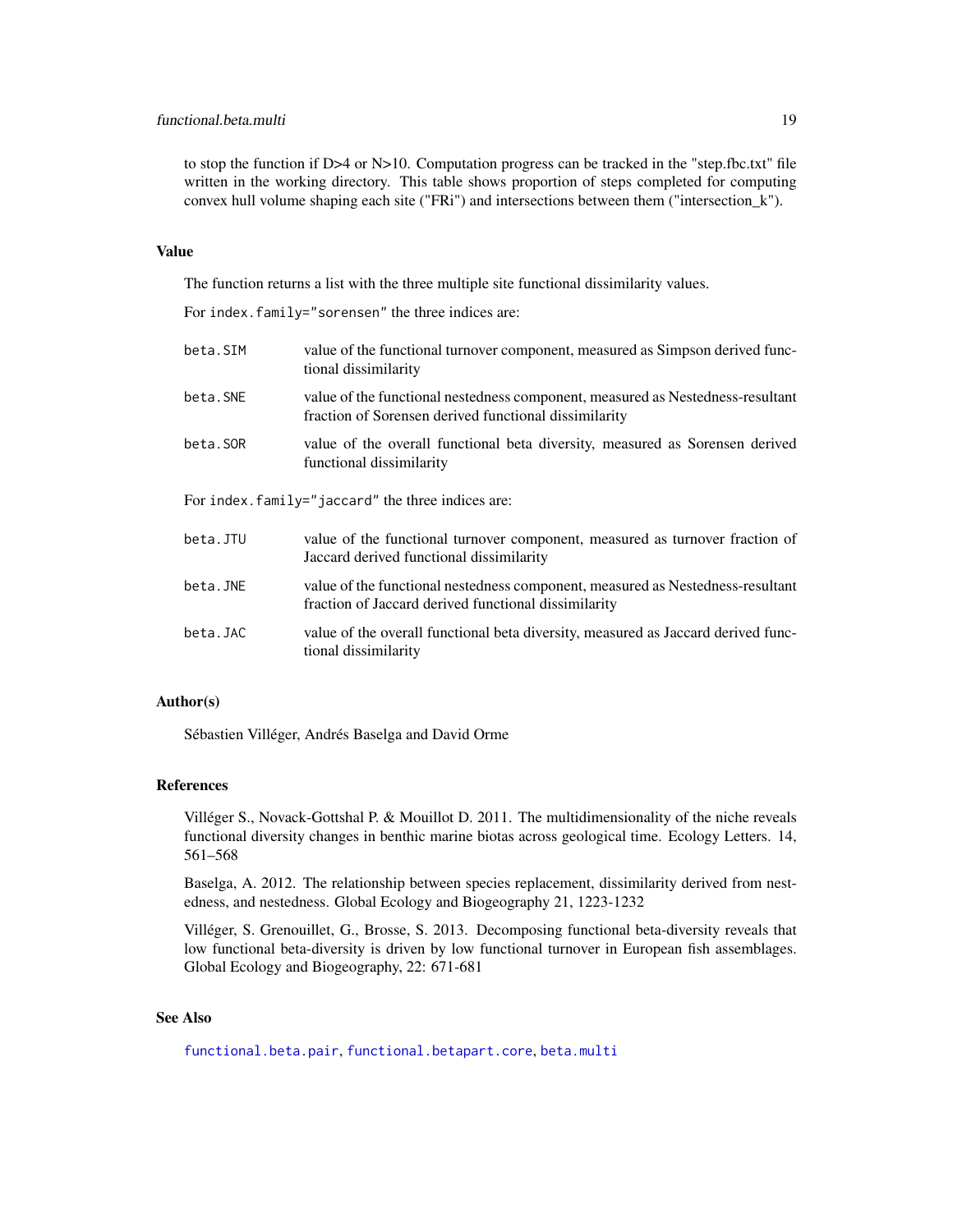to stop the function if D>4 or N>10. Computation progress can be tracked in the "step.fbc.txt" file written in the working directory. This table shows proportion of steps completed for computing convex hull volume shaping each site ("FRi") and intersections between them ("intersection_k").

### Value

The function returns a list with the three multiple site functional dissimilarity values.

For `index.family="sorensen"` the three indices are:

- `beta.SIM`: value of the functional turnover component, measured as Simpson derived functional dissimilarity
- `beta.SNE`: value of the functional nestedness component, measured as Nestedness-resultant fraction of Sorensen derived functional dissimilarity
- `beta.SOR`: value of the overall functional beta diversity, measured as Sorensen derived functional dissimilarity

For `index.family="jaccard"` the three indices are:

- `beta.JTU`: value of the functional turnover component, measured as turnover fraction of Jaccard derived functional dissimilarity
- `beta.JNE`: value of the functional nestedness component, measured as Nestedness-resultant fraction of Jaccard derived functional dissimilarity
- `beta.JAC`: value of the overall functional beta diversity, measured as Jaccard derived functional dissimilarity

### Author(s)

Sébastien Villéger, Andrés Baselga and David Orme

### References

Villéger S., Novack-Gottshal P. & Mouillot D. 2011. The multidimensionality of the niche reveals functional diversity changes in benthic marine biotas across geological time. Ecology Letters. 14, 561–568

Baselga, A. 2012. The relationship between species replacement, dissimilarity derived from nestedness, and nestedness. Global Ecology and Biogeography 21, 1223-1232

Villéger, S. Grenouillet, G., Brosse, S. 2013. Decomposing functional beta-diversity reveals that low functional beta-diversity is driven by low functional turnover in European fish assemblages. Global Ecology and Biogeography, 22: 671-681

### See Also

`functional.beta.pair`, `functional.betapart.core`, `beta.multi`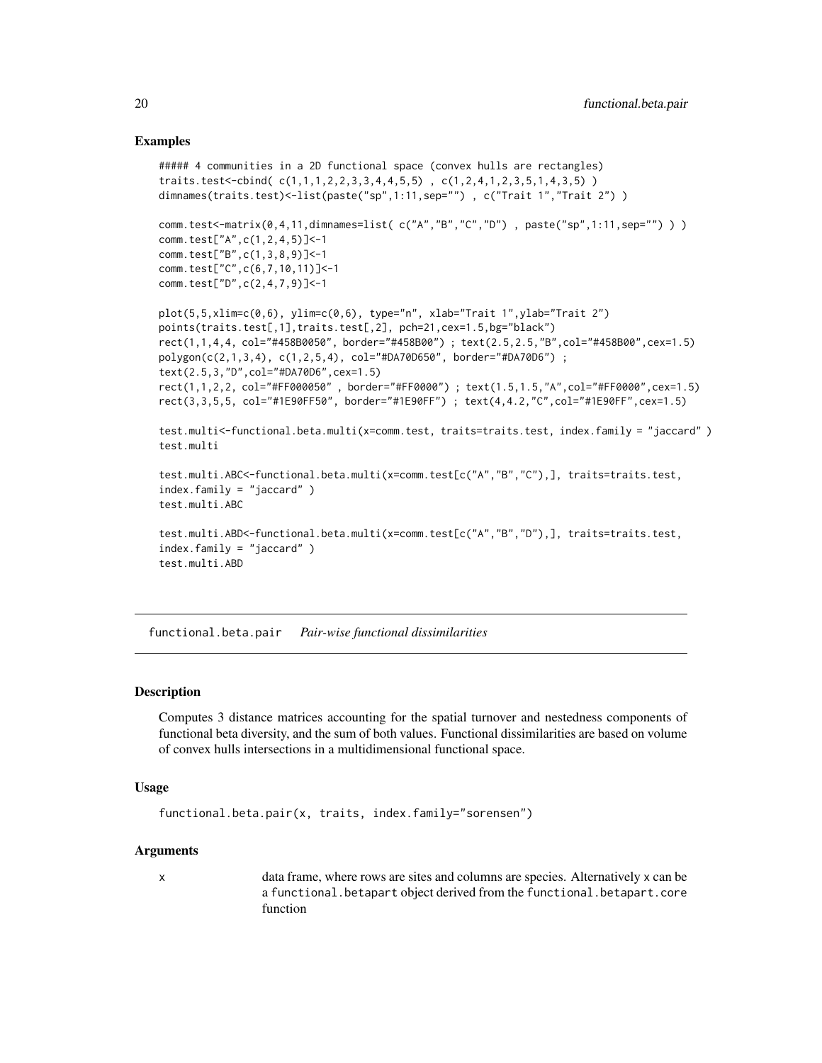## Examples

```
##### 4 communities in a 2D functional space (convex hulls are rectangles)
traits.test<-cbind( c(1,1,1,2,2,3,3,4,4,5,5) , c(1,2,4,1,2,3,5,1,4,3,5) )
dimnames(traits.test)<-list(paste("sp",1:11,sep="") , c("Trait 1","Trait 2") )

comm.test<-matrix(0,4,11,dimnames=list( c("A","B","C","D") , paste("sp",1:11,sep="") ) )
comm.test["A",c(1,2,4,5)]<-1
comm.test["B",c(1,3,8,9)]<-1
comm.test["C",c(6,7,10,11)]<-1
comm.test["D",c(2,4,7,9)]<-1

plot(5,5,xlim=c(0,6), ylim=c(0,6), type="n", xlab="Trait 1",ylab="Trait 2")
points(traits.test[,1],traits.test[,2], pch=21,cex=1.5,bg="black")
rect(1,1,4,4, col="#458B0050", border="#458B00") ; text(2.5,2.5,"B",col="#458B00",cex=1.5)
polygon(c(2,1,3,4), c(1,2,5,4), col="#DA70D650", border="#DA70D6") ;
text(2.5,3,"D",col="#DA70D6",cex=1.5)
rect(1,1,2,2, col="#FF000050" , border="#FF0000") ; text(1.5,1.5,"A",col="#FF0000",cex=1.5)
rect(3,3,5,5, col="#1E90FF50", border="#1E90FF") ; text(4,4.2,"C",col="#1E90FF",cex=1.5)

test.multi<-functional.beta.multi(x=comm.test, traits=traits.test, index.family = "jaccard" )
test.multi

test.multi.ABC<-functional.beta.multi(x=comm.test[c("A","B","C"),], traits=traits.test,
index.family = "jaccard" )
test.multi.ABC

test.multi.ABD<-functional.beta.multi(x=comm.test[c("A","B","D"),], traits=traits.test,
index.family = "jaccard" )
test.multi.ABD
```

---

# functional.beta.pair *Pair-wise functional dissimilarities*

## Description

Computes 3 distance matrices accounting for the spatial turnover and nestedness components of functional beta diversity, and the sum of both values. Functional dissimilarities are based on volume of convex hulls intersections in a multidimensional functional space.

## Usage

```
functional.beta.pair(x, traits, index.family="sorensen")
```

## Arguments

| | |
|---|---|
| x | data frame, where rows are sites and columns are species. Alternatively x can be a functional.betapart object derived from the functional.betapart.core function |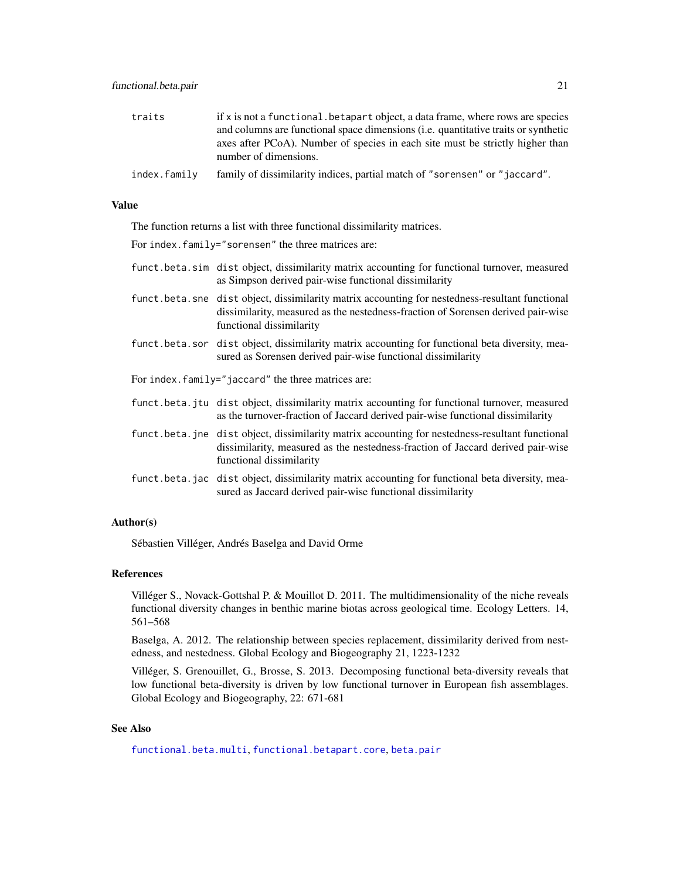| | |
|---|---|
| `traits` | if `x` is not a `functional.betapart` object, a data frame, where rows are species and columns are functional space dimensions (i.e. quantitative traits or synthetic axes after PCoA). Number of species in each site must be strictly higher than number of dimensions. |
| `index.family` | family of dissimilarity indices, partial match of `"sorensen"` or `"jaccard"`. |

## Value

The function returns a list with three functional dissimilarity matrices.

For `index.family="sorensen"` the three matrices are:

| | |
|---|---|
| `funct.beta.sim` | `dist` object, dissimilarity matrix accounting for functional turnover, measured as Simpson derived pair-wise functional dissimilarity |
| `funct.beta.sne` | `dist` object, dissimilarity matrix accounting for nestedness-resultant functional dissimilarity, measured as the nestedness-fraction of Sorensen derived pair-wise functional dissimilarity |
| `funct.beta.sor` | `dist` object, dissimilarity matrix accounting for functional beta diversity, measured as Sorensen derived pair-wise functional dissimilarity |

For `index.family="jaccard"` the three matrices are:

| | |
|---|---|
| `funct.beta.jtu` | `dist` object, dissimilarity matrix accounting for functional turnover, measured as the turnover-fraction of Jaccard derived pair-wise functional dissimilarity |
| `funct.beta.jne` | `dist` object, dissimilarity matrix accounting for nestedness-resultant functional dissimilarity, measured as the nestedness-fraction of Jaccard derived pair-wise functional dissimilarity |
| `funct.beta.jac` | `dist` object, dissimilarity matrix accounting for functional beta diversity, measured as Jaccard derived pair-wise functional dissimilarity |

## Author(s)

Sébastien Villéger, Andrés Baselga and David Orme

## References

Villéger S., Novack-Gottshal P. & Mouillot D. 2011. The multidimensionality of the niche reveals functional diversity changes in benthic marine biotas across geological time. Ecology Letters. 14, 561–568

Baselga, A. 2012. The relationship between species replacement, dissimilarity derived from nestedness, and nestedness. Global Ecology and Biogeography 21, 1223-1232

Villéger, S. Grenouillet, G., Brosse, S. 2013. Decomposing functional beta-diversity reveals that low functional beta-diversity is driven by low functional turnover in European fish assemblages. Global Ecology and Biogeography, 22: 671-681

## See Also

`functional.beta.multi`, `functional.betapart.core`, `beta.pair`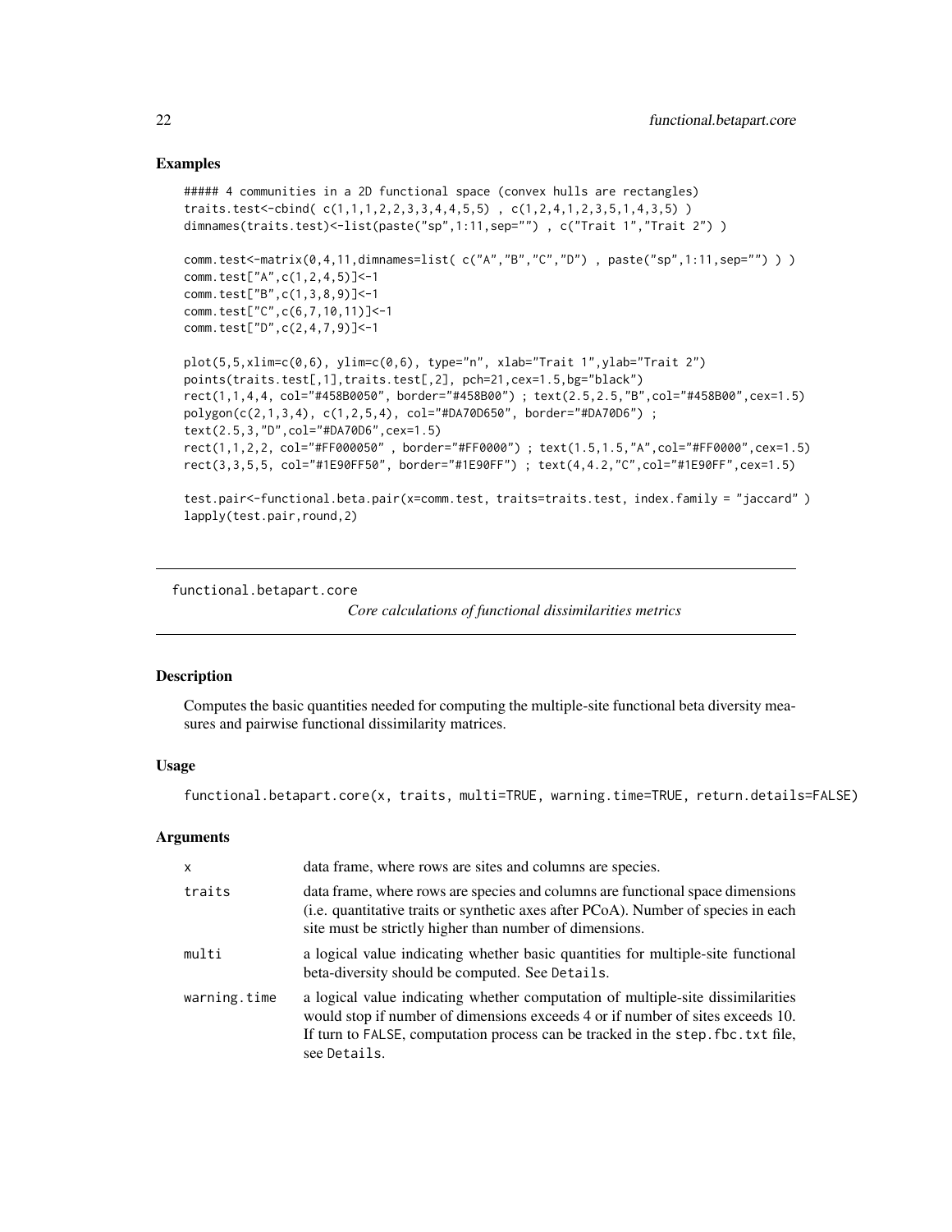## Examples

```
##### 4 communities in a 2D functional space (convex hulls are rectangles)
traits.test<-cbind( c(1,1,1,2,2,3,3,4,4,5,5) , c(1,2,4,1,2,3,5,1,4,3,5) )
dimnames(traits.test)<-list(paste("sp",1:11,sep="") , c("Trait 1","Trait 2") )

comm.test<-matrix(0,4,11,dimnames=list( c("A","B","C","D") , paste("sp",1:11,sep="") ) )
comm.test["A",c(1,2,4,5)]<-1
comm.test["B",c(1,3,8,9)]<-1
comm.test["C",c(6,7,10,11)]<-1
comm.test["D",c(2,4,7,9)]<-1

plot(5,5,xlim=c(0,6), ylim=c(0,6), type="n", xlab="Trait 1",ylab="Trait 2")
points(traits.test[,1],traits.test[,2], pch=21,cex=1.5,bg="black")
rect(1,1,4,4, col="#458B0050", border="#458B00") ; text(2.5,2.5,"B",col="#458B00",cex=1.5)
polygon(c(2,1,3,4), c(1,2,5,4), col="#DA70D650", border="#DA70D6") ;
text(2.5,3,"D",col="#DA70D6",cex=1.5)
rect(1,1,2,2, col="#FF000050" , border="#FF0000") ; text(1.5,1.5,"A",col="#FF0000",cex=1.5)
rect(3,3,5,5, col="#1E90FF50", border="#1E90FF") ; text(4,4.2,"C",col="#1E90FF",cex=1.5)

test.pair<-functional.beta.pair(x=comm.test, traits=traits.test, index.family = "jaccard" )
lapply(test.pair,round,2)
```

---

# functional.betapart.core

*Core calculations of functional dissimilarities metrics*

## Description

Computes the basic quantities needed for computing the multiple-site functional beta diversity measures and pairwise functional dissimilarity matrices.

## Usage

```
functional.betapart.core(x, traits, multi=TRUE, warning.time=TRUE, return.details=FALSE)
```

## Arguments

| | |
|---|---|
| `x` | data frame, where rows are sites and columns are species. |
| `traits` | data frame, where rows are species and columns are functional space dimensions (i.e. quantitative traits or synthetic axes after PCoA). Number of species in each site must be strictly higher than number of dimensions. |
| `multi` | a logical value indicating whether basic quantities for multiple-site functional beta-diversity should be computed. See `Details`. |
| `warning.time` | a logical value indicating whether computation of multiple-site dissimilarities would stop if number of dimensions exceeds 4 or if number of sites exceeds 10. If turn to `FALSE`, computation process can be tracked in the `step.fbc.txt` file, see `Details`. |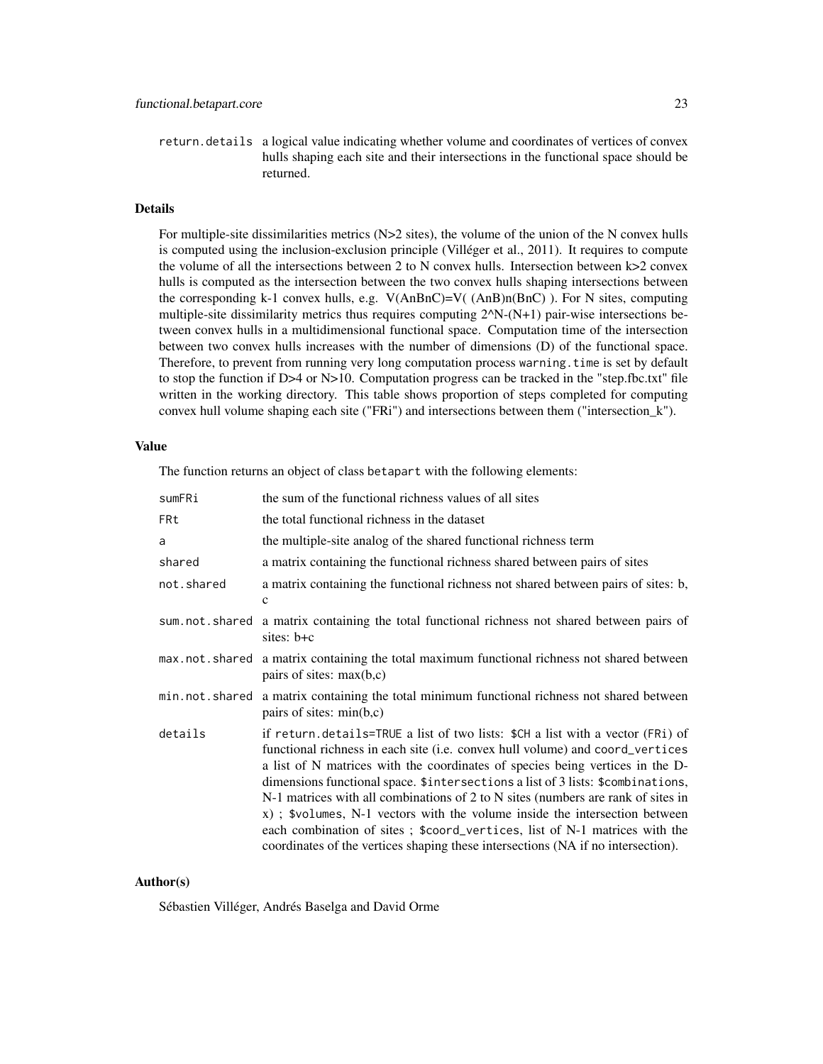return.details a logical value indicating whether volume and coordinates of vertices of convex hulls shaping each site and their intersections in the functional space should be returned.

## Details

For multiple-site dissimilarities metrics (N>2 sites), the volume of the union of the N convex hulls is computed using the inclusion-exclusion principle (Villéger et al., 2011). It requires to compute the volume of all the intersections between 2 to N convex hulls. Intersection between k>2 convex hulls is computed as the intersection between the two convex hulls shaping intersections between the corresponding k-1 convex hulls, e.g. V(AnBnC)=V( (AnB)n(BnC) ). For N sites, computing multiple-site dissimilarity metrics thus requires computing 2^N-(N+1) pair-wise intersections between convex hulls in a multidimensional functional space. Computation time of the intersection between two convex hulls increases with the number of dimensions (D) of the functional space. Therefore, to prevent from running very long computation process `warning.time` is set by default to stop the function if D>4 or N>10. Computation progress can be tracked in the "step.fbc.txt" file written in the working directory. This table shows proportion of steps completed for computing convex hull volume shaping each site ("FRi") and intersections between them ("intersection_k").

## Value

The function returns an object of class `betapart` with the following elements:

| | |
|---|---|
| `sumFRi` | the sum of the functional richness values of all sites |
| `FRt` | the total functional richness in the dataset |
| `a` | the multiple-site analog of the shared functional richness term |
| `shared` | a matrix containing the functional richness shared between pairs of sites |
| `not.shared` | a matrix containing the functional richness not shared between pairs of sites: b, c |
| `sum.not.shared` | a matrix containing the total functional richness not shared between pairs of sites: b+c |
| `max.not.shared` | a matrix containing the total maximum functional richness not shared between pairs of sites: max(b,c) |
| `min.not.shared` | a matrix containing the total minimum functional richness not shared between pairs of sites: min(b,c) |
| `details` | if `return.details=TRUE` a list of two lists: `$CH` a list with a vector (`FRi`) of functional richness in each site (i.e. convex hull volume) and `coord_vertices` a list of N matrices with the coordinates of species being vertices in the D-dimensions functional space. `$intersections` a list of 3 lists: `$combinations`, N-1 matrices with all combinations of 2 to N sites (numbers are rank of sites in x) ; `$volumes`, N-1 vectors with the volume inside the intersection between each combination of sites ; `$coord_vertices`, list of N-1 matrices with the coordinates of the vertices shaping these intersections (NA if no intersection). |

## Author(s)

Sébastien Villéger, Andrés Baselga and David Orme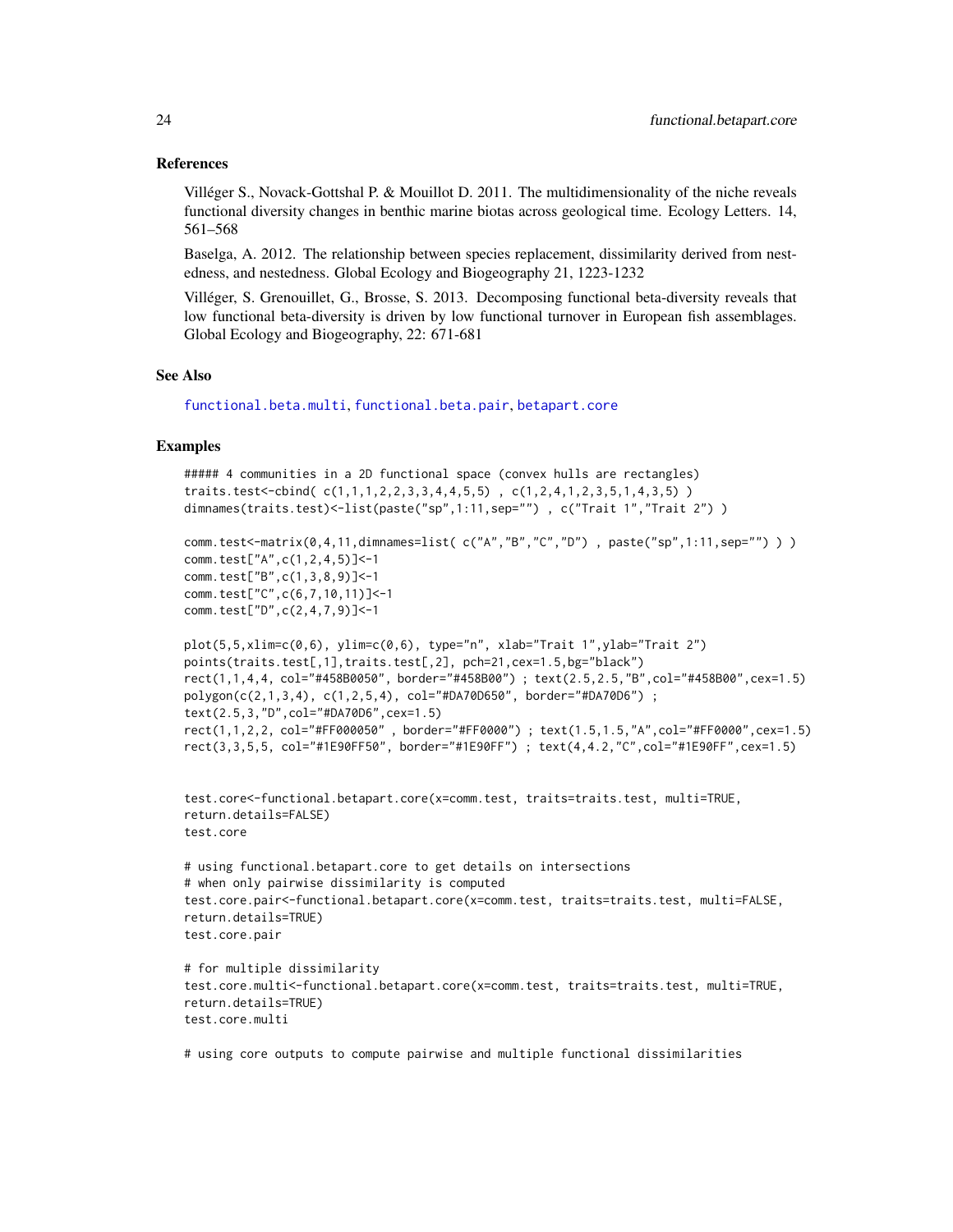### References

Villéger S., Novack-Gottshal P. & Mouillot D. 2011. The multidimensionality of the niche reveals functional diversity changes in benthic marine biotas across geological time. Ecology Letters. 14, 561–568

Baselga, A. 2012. The relationship between species replacement, dissimilarity derived from nestedness, and nestedness. Global Ecology and Biogeography 21, 1223-1232

Villéger, S. Grenouillet, G., Brosse, S. 2013. Decomposing functional beta-diversity reveals that low functional beta-diversity is driven by low functional turnover in European fish assemblages. Global Ecology and Biogeography, 22: 671-681

### See Also

functional.beta.multi, functional.beta.pair, betapart.core

### Examples

```
##### 4 communities in a 2D functional space (convex hulls are rectangles)
traits.test<-cbind( c(1,1,1,2,2,3,3,4,4,5,5) , c(1,2,4,1,2,3,5,1,4,3,5) )
dimnames(traits.test)<-list(paste("sp",1:11,sep="") , c("Trait 1","Trait 2") )

comm.test<-matrix(0,4,11,dimnames=list( c("A","B","C","D") , paste("sp",1:11,sep="") ) )
comm.test["A",c(1,2,4,5)]<-1
comm.test["B",c(1,3,8,9)]<-1
comm.test["C",c(6,7,10,11)]<-1
comm.test["D",c(2,4,7,9)]<-1

plot(5,5,xlim=c(0,6), ylim=c(0,6), type="n", xlab="Trait 1",ylab="Trait 2")
points(traits.test[,1],traits.test[,2], pch=21,cex=1.5,bg="black")
rect(1,1,4,4, col="#458B0050", border="#458B00") ; text(2.5,2.5,"B",col="#458B00",cex=1.5)
polygon(c(2,1,3,4), c(1,2,5,4), col="#DA70D650", border="#DA70D6") ;
text(2.5,3,"D",col="#DA70D6",cex=1.5)
rect(1,1,2,2, col="#FF000050" , border="#FF0000") ; text(1.5,1.5,"A",col="#FF0000",cex=1.5)
rect(3,3,5,5, col="#1E90FF50", border="#1E90FF") ; text(4,4.2,"C",col="#1E90FF",cex=1.5)


test.core<-functional.betapart.core(x=comm.test, traits=traits.test, multi=TRUE,
return.details=FALSE)
test.core

# using functional.betapart.core to get details on intersections
# when only pairwise dissimilarity is computed
test.core.pair<-functional.betapart.core(x=comm.test, traits=traits.test, multi=FALSE,
return.details=TRUE)
test.core.pair

# for multiple dissimilarity
test.core.multi<-functional.betapart.core(x=comm.test, traits=traits.test, multi=TRUE,
return.details=TRUE)
test.core.multi

# using core outputs to compute pairwise and multiple functional dissimilarities
```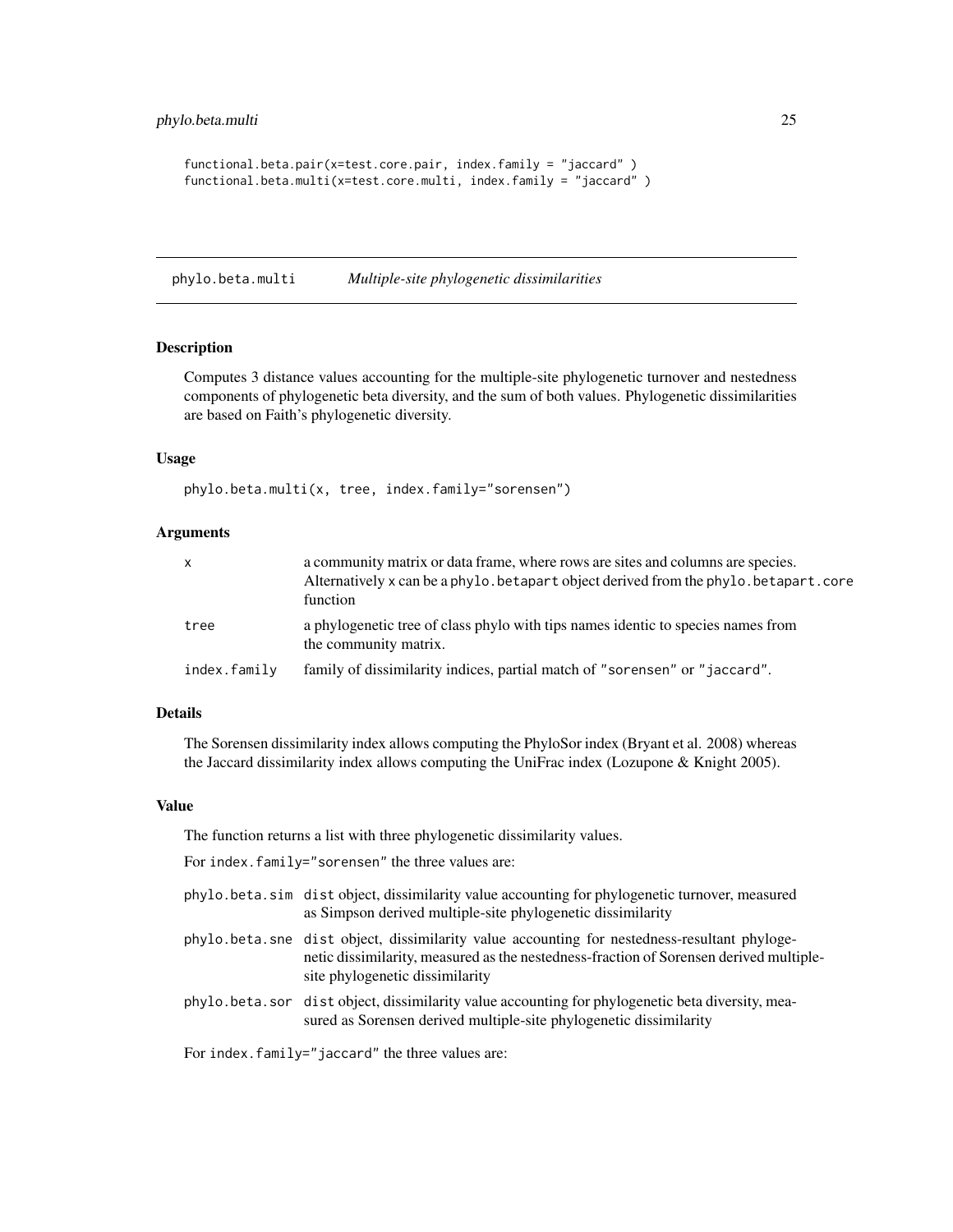```
functional.beta.pair(x=test.core.pair, index.family = "jaccard" )
functional.beta.multi(x=test.core.multi, index.family = "jaccard" )
```

## phylo.beta.multi — *Multiple-site phylogenetic dissimilarities*

### Description

Computes 3 distance values accounting for the multiple-site phylogenetic turnover and nestedness components of phylogenetic beta diversity, and the sum of both values. Phylogenetic dissimilarities are based on Faith's phylogenetic diversity.

### Usage

```
phylo.beta.multi(x, tree, index.family="sorensen")
```

### Arguments

| | |
|---|---|
| `x` | a community matrix or data frame, where rows are sites and columns are species. Alternatively `x` can be a `phylo.betapart` object derived from the `phylo.betapart.core` function |
| `tree` | a phylogenetic tree of class phylo with tips names identic to species names from the community matrix. |
| `index.family` | family of dissimilarity indices, partial match of `"sorensen"` or `"jaccard"`. |

### Details

The Sorensen dissimilarity index allows computing the PhyloSor index (Bryant et al. 2008) whereas the Jaccard dissimilarity index allows computing the UniFrac index (Lozupone & Knight 2005).

### Value

The function returns a list with three phylogenetic dissimilarity values.

For `index.family="sorensen"` the three values are:

| | |
|---|---|
| `phylo.beta.sim` | `dist` object, dissimilarity value accounting for phylogenetic turnover, measured as Simpson derived multiple-site phylogenetic dissimilarity |
| `phylo.beta.sne` | `dist` object, dissimilarity value accounting for nestedness-resultant phylogenetic dissimilarity, measured as the nestedness-fraction of Sorensen derived multiple-site phylogenetic dissimilarity |
| `phylo.beta.sor` | `dist` object, dissimilarity value accounting for phylogenetic beta diversity, measured as Sorensen derived multiple-site phylogenetic dissimilarity |

For `index.family="jaccard"` the three values are: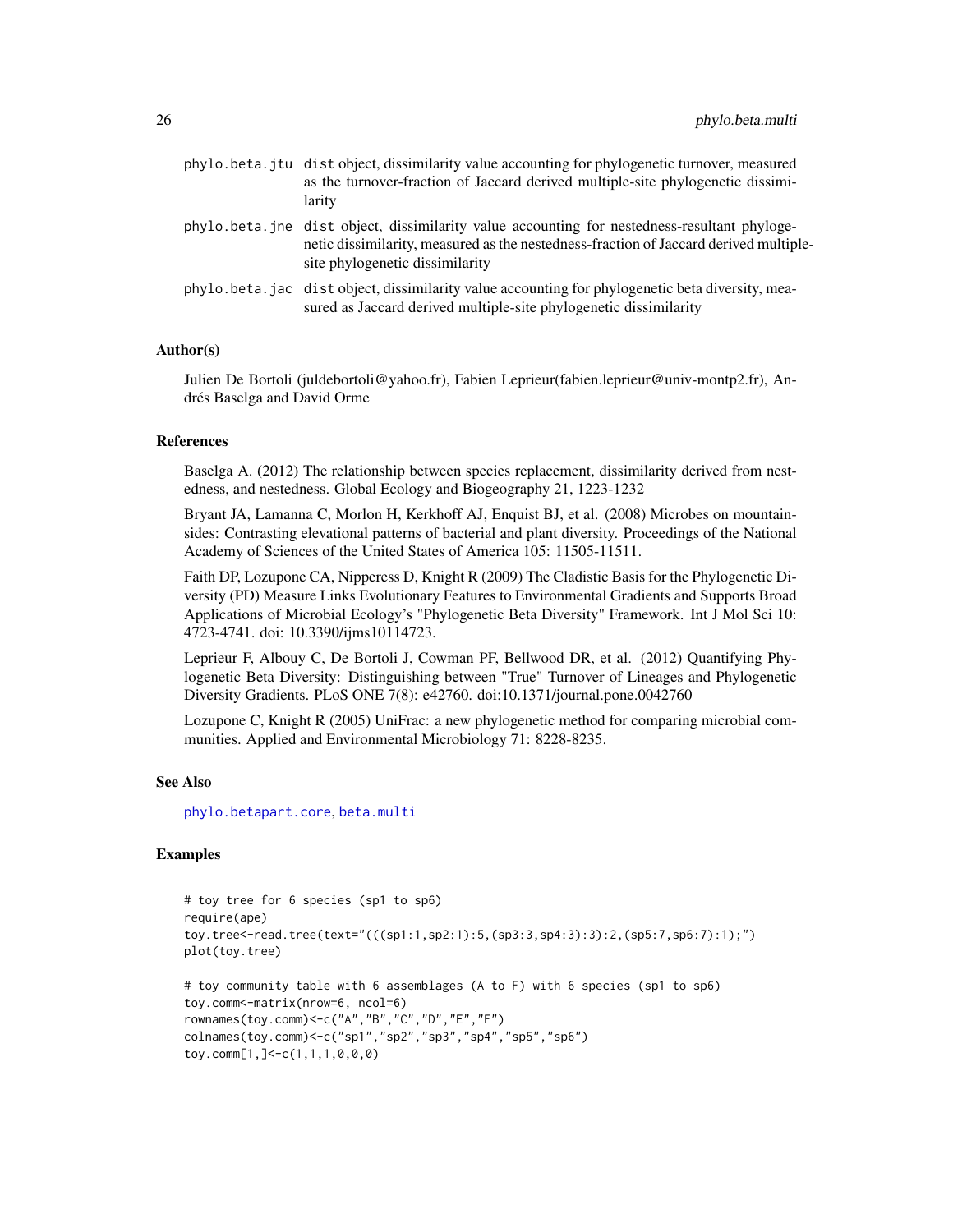phylo.beta.jtu dist object, dissimilarity value accounting for phylogenetic turnover, measured as the turnover-fraction of Jaccard derived multiple-site phylogenetic dissimilarity

phylo.beta.jne dist object, dissimilarity value accounting for nestedness-resultant phylogenetic dissimilarity, measured as the nestedness-fraction of Jaccard derived multiple-site phylogenetic dissimilarity

phylo.beta.jac dist object, dissimilarity value accounting for phylogenetic beta diversity, measured as Jaccard derived multiple-site phylogenetic dissimilarity

## Author(s)

Julien De Bortoli (juldebortoli@yahoo.fr), Fabien Leprieur(fabien.leprieur@univ-montp2.fr), Andrés Baselga and David Orme

## References

Baselga A. (2012) The relationship between species replacement, dissimilarity derived from nestedness, and nestedness. Global Ecology and Biogeography 21, 1223-1232

Bryant JA, Lamanna C, Morlon H, Kerkhoff AJ, Enquist BJ, et al. (2008) Microbes on mountainsides: Contrasting elevational patterns of bacterial and plant diversity. Proceedings of the National Academy of Sciences of the United States of America 105: 11505-11511.

Faith DP, Lozupone CA, Nipperess D, Knight R (2009) The Cladistic Basis for the Phylogenetic Diversity (PD) Measure Links Evolutionary Features to Environmental Gradients and Supports Broad Applications of Microbial Ecology's "Phylogenetic Beta Diversity" Framework. Int J Mol Sci 10: 4723-4741. doi: 10.3390/ijms10114723.

Leprieur F, Albouy C, De Bortoli J, Cowman PF, Bellwood DR, et al. (2012) Quantifying Phylogenetic Beta Diversity: Distinguishing between "True" Turnover of Lineages and Phylogenetic Diversity Gradients. PLoS ONE 7(8): e42760. doi:10.1371/journal.pone.0042760

Lozupone C, Knight R (2005) UniFrac: a new phylogenetic method for comparing microbial communities. Applied and Environmental Microbiology 71: 8228-8235.

## See Also

phylo.betapart.core, beta.multi

## Examples

```
# toy tree for 6 species (sp1 to sp6)
require(ape)
toy.tree<-read.tree(text="(((sp1:1,sp2:1):5,(sp3:3,sp4:3):3):2,(sp5:7,sp6:7):1);")
plot(toy.tree)

# toy community table with 6 assemblages (A to F) with 6 species (sp1 to sp6)
toy.comm<-matrix(nrow=6, ncol=6)
rownames(toy.comm)<-c("A","B","C","D","E","F")
colnames(toy.comm)<-c("sp1","sp2","sp3","sp4","sp5","sp6")
toy.comm[1,]<-c(1,1,1,0,0,0)
```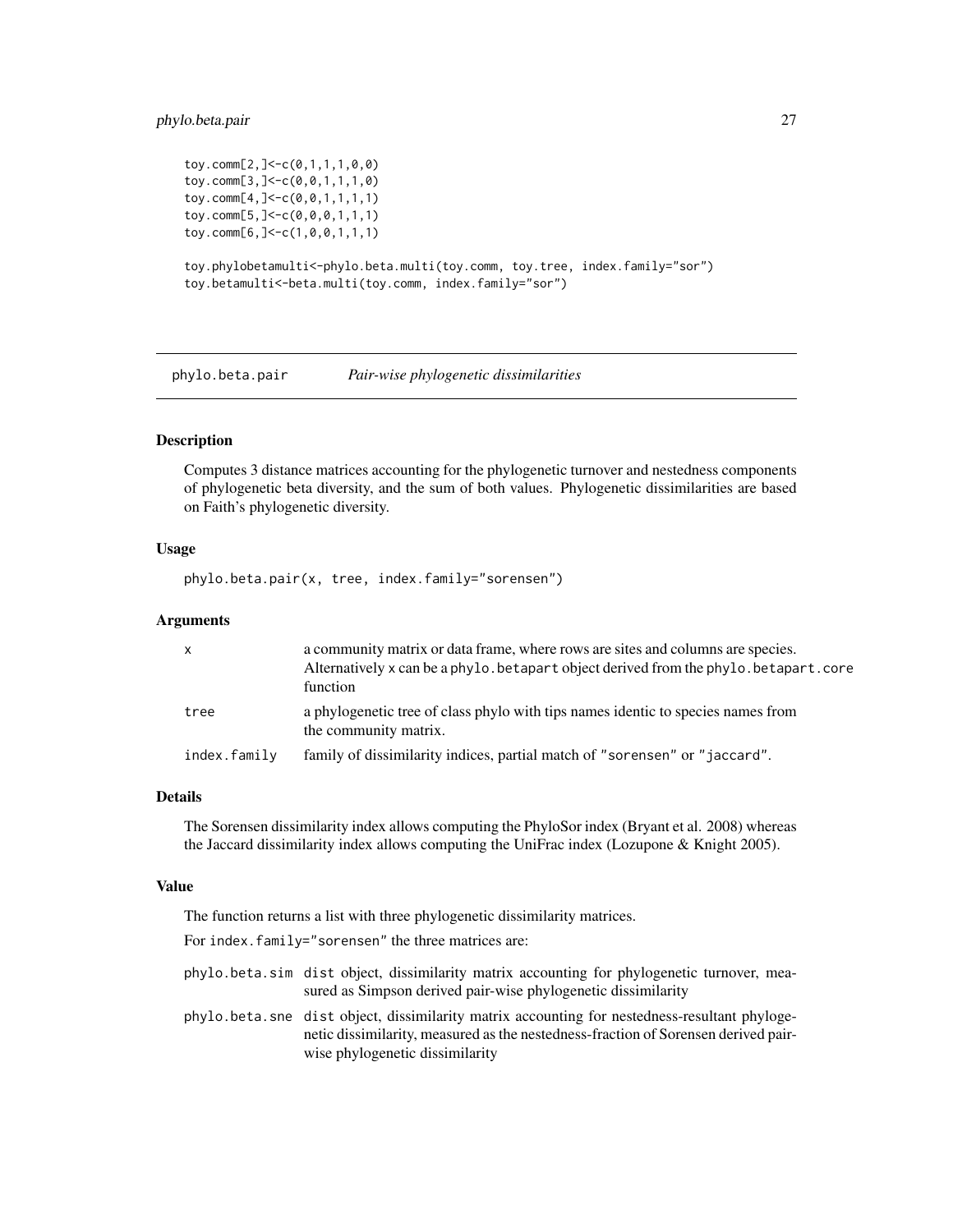```
toy.comm[2,]<-c(0,1,1,1,0,0)
toy.comm[3,]<-c(0,0,1,1,1,0)
toy.comm[4,]<-c(0,0,1,1,1,1)
toy.comm[5,]<-c(0,0,0,1,1,1)
toy.comm[6,]<-c(1,0,0,1,1,1)

toy.phylobetamulti<-phylo.beta.multi(toy.comm, toy.tree, index.family="sor")
toy.betamulti<-beta.multi(toy.comm, index.family="sor")
```

## phylo.beta.pair    *Pair-wise phylogenetic dissimilarities*

### Description

Computes 3 distance matrices accounting for the phylogenetic turnover and nestedness components of phylogenetic beta diversity, and the sum of both values. Phylogenetic dissimilarities are based on Faith's phylogenetic diversity.

### Usage

```
phylo.beta.pair(x, tree, index.family="sorensen")
```

### Arguments

| | |
|---|---|
| x | a community matrix or data frame, where rows are sites and columns are species. Alternatively x can be a phylo.betapart object derived from the phylo.betapart.core function |
| tree | a phylogenetic tree of class phylo with tips names identic to species names from the community matrix. |
| index.family | family of dissimilarity indices, partial match of "sorensen" or "jaccard". |

### Details

The Sorensen dissimilarity index allows computing the PhyloSor index (Bryant et al. 2008) whereas the Jaccard dissimilarity index allows computing the UniFrac index (Lozupone & Knight 2005).

### Value

The function returns a list with three phylogenetic dissimilarity matrices.

For index.family="sorensen" the three matrices are:

| | |
|---|---|
| phylo.beta.sim | dist object, dissimilarity matrix accounting for phylogenetic turnover, measured as Simpson derived pair-wise phylogenetic dissimilarity |
| phylo.beta.sne | dist object, dissimilarity matrix accounting for nestedness-resultant phylogenetic dissimilarity, measured as the nestedness-fraction of Sorensen derived pair-wise phylogenetic dissimilarity |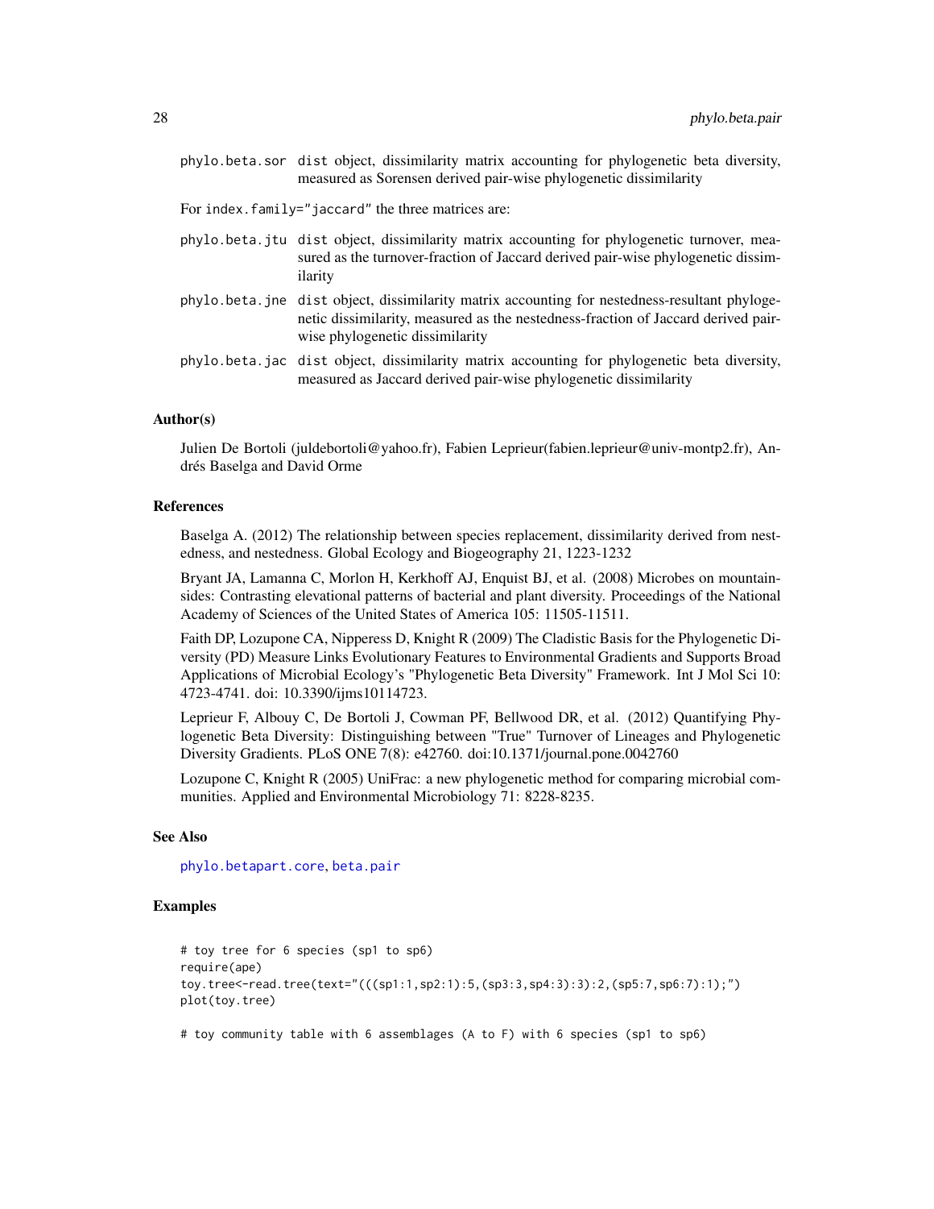phylo.beta.sor dist object, dissimilarity matrix accounting for phylogenetic beta diversity, measured as Sorensen derived pair-wise phylogenetic dissimilarity

For index.family="jaccard" the three matrices are:

phylo.beta.jtu dist object, dissimilarity matrix accounting for phylogenetic turnover, measured as the turnover-fraction of Jaccard derived pair-wise phylogenetic dissimilarity

phylo.beta.jne dist object, dissimilarity matrix accounting for nestedness-resultant phylogenetic dissimilarity, measured as the nestedness-fraction of Jaccard derived pair-wise phylogenetic dissimilarity

phylo.beta.jac dist object, dissimilarity matrix accounting for phylogenetic beta diversity, measured as Jaccard derived pair-wise phylogenetic dissimilarity

## Author(s)

Julien De Bortoli (juldebortoli@yahoo.fr), Fabien Leprieur(fabien.leprieur@univ-montp2.fr), Andrés Baselga and David Orme

## References

Baselga A. (2012) The relationship between species replacement, dissimilarity derived from nestedness, and nestedness. Global Ecology and Biogeography 21, 1223-1232

Bryant JA, Lamanna C, Morlon H, Kerkhoff AJ, Enquist BJ, et al. (2008) Microbes on mountainsides: Contrasting elevational patterns of bacterial and plant diversity. Proceedings of the National Academy of Sciences of the United States of America 105: 11505-11511.

Faith DP, Lozupone CA, Nipperess D, Knight R (2009) The Cladistic Basis for the Phylogenetic Diversity (PD) Measure Links Evolutionary Features to Environmental Gradients and Supports Broad Applications of Microbial Ecology's "Phylogenetic Beta Diversity" Framework. Int J Mol Sci 10: 4723-4741. doi: 10.3390/ijms10114723.

Leprieur F, Albouy C, De Bortoli J, Cowman PF, Bellwood DR, et al. (2012) Quantifying Phylogenetic Beta Diversity: Distinguishing between "True" Turnover of Lineages and Phylogenetic Diversity Gradients. PLoS ONE 7(8): e42760. doi:10.1371/journal.pone.0042760

Lozupone C, Knight R (2005) UniFrac: a new phylogenetic method for comparing microbial communities. Applied and Environmental Microbiology 71: 8228-8235.

## See Also

phylo.betapart.core, beta.pair

## Examples

```
# toy tree for 6 species (sp1 to sp6)
require(ape)
toy.tree<-read.tree(text="(((sp1:1,sp2:1):5,(sp3:3,sp4:3):3):2,(sp5:7,sp6:7):1);")
plot(toy.tree)

# toy community table with 6 assemblages (A to F) with 6 species (sp1 to sp6)
```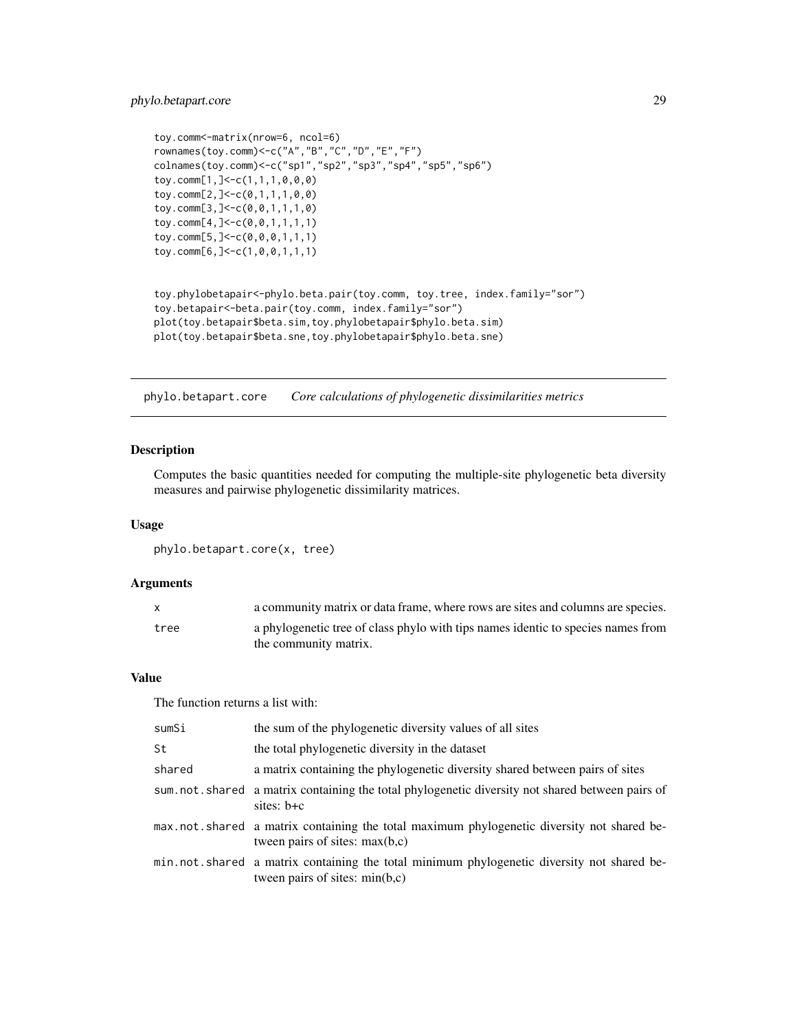```
toy.comm<-matrix(nrow=6, ncol=6)
rownames(toy.comm)<-c("A","B","C","D","E","F")
colnames(toy.comm)<-c("sp1","sp2","sp3","sp4","sp5","sp6")
toy.comm[1,]<-c(1,1,1,0,0,0)
toy.comm[2,]<-c(0,1,1,1,0,0)
toy.comm[3,]<-c(0,0,1,1,1,0)
toy.comm[4,]<-c(0,0,1,1,1,1)
toy.comm[5,]<-c(0,0,0,1,1,1)
toy.comm[6,]<-c(1,0,0,1,1,1)


toy.phylobetapair<-phylo.beta.pair(toy.comm, toy.tree, index.family="sor")
toy.betapair<-beta.pair(toy.comm, index.family="sor")
plot(toy.betapair$beta.sim,toy.phylobetapair$phylo.beta.sim)
plot(toy.betapair$beta.sne,toy.phylobetapair$phylo.beta.sne)
```

---

## phylo.betapart.core — *Core calculations of phylogenetic dissimilarities metrics*

### Description

Computes the basic quantities needed for computing the multiple-site phylogenetic beta diversity measures and pairwise phylogenetic dissimilarity matrices.

### Usage

```
phylo.betapart.core(x, tree)
```

### Arguments

| | |
|---|---|
| `x` | a community matrix or data frame, where rows are sites and columns are species. |
| `tree` | a phylogenetic tree of class phylo with tips names identic to species names from the community matrix. |

### Value

The function returns a list with:

| | |
|---|---|
| `sumSi` | the sum of the phylogenetic diversity values of all sites |
| `St` | the total phylogenetic diversity in the dataset |
| `shared` | a matrix containing the phylogenetic diversity shared between pairs of sites |
| `sum.not.shared` | a matrix containing the total phylogenetic diversity not shared between pairs of sites: b+c |
| `max.not.shared` | a matrix containing the total maximum phylogenetic diversity not shared between pairs of sites: max(b,c) |
| `min.not.shared` | a matrix containing the total minimum phylogenetic diversity not shared between pairs of sites: min(b,c) |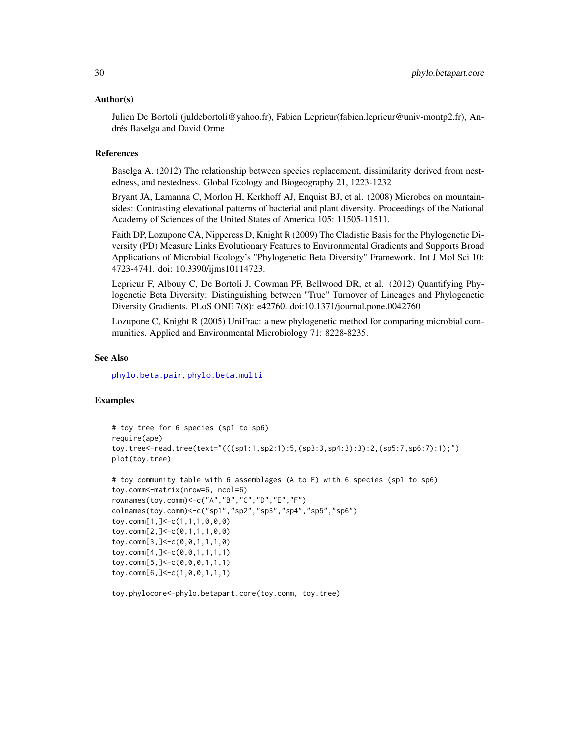### Author(s)

Julien De Bortoli (juldebortoli@yahoo.fr), Fabien Leprieur(fabien.leprieur@univ-montp2.fr), Andrés Baselga and David Orme

### References

Baselga A. (2012) The relationship between species replacement, dissimilarity derived from nestedness, and nestedness. Global Ecology and Biogeography 21, 1223-1232

Bryant JA, Lamanna C, Morlon H, Kerkhoff AJ, Enquist BJ, et al. (2008) Microbes on mountainsides: Contrasting elevational patterns of bacterial and plant diversity. Proceedings of the National Academy of Sciences of the United States of America 105: 11505-11511.

Faith DP, Lozupone CA, Nipperess D, Knight R (2009) The Cladistic Basis for the Phylogenetic Diversity (PD) Measure Links Evolutionary Features to Environmental Gradients and Supports Broad Applications of Microbial Ecology's "Phylogenetic Beta Diversity" Framework. Int J Mol Sci 10: 4723-4741. doi: 10.3390/ijms10114723.

Leprieur F, Albouy C, De Bortoli J, Cowman PF, Bellwood DR, et al. (2012) Quantifying Phylogenetic Beta Diversity: Distinguishing between "True" Turnover of Lineages and Phylogenetic Diversity Gradients. PLoS ONE 7(8): e42760. doi:10.1371/journal.pone.0042760

Lozupone C, Knight R (2005) UniFrac: a new phylogenetic method for comparing microbial communities. Applied and Environmental Microbiology 71: 8228-8235.

### See Also

phylo.beta.pair, phylo.beta.multi

### Examples

```
# toy tree for 6 species (sp1 to sp6)
require(ape)
toy.tree<-read.tree(text="(((sp1:1,sp2:1):5,(sp3:3,sp4:3):3):2,(sp5:7,sp6:7):1);")
plot(toy.tree)

# toy community table with 6 assemblages (A to F) with 6 species (sp1 to sp6)
toy.comm<-matrix(nrow=6, ncol=6)
rownames(toy.comm)<-c("A","B","C","D","E","F")
colnames(toy.comm)<-c("sp1","sp2","sp3","sp4","sp5","sp6")
toy.comm[1,]<-c(1,1,1,0,0,0)
toy.comm[2,]<-c(0,1,1,1,0,0)
toy.comm[3,]<-c(0,0,1,1,1,0)
toy.comm[4,]<-c(0,0,1,1,1,1)
toy.comm[5,]<-c(0,0,0,1,1,1)
toy.comm[6,]<-c(1,0,0,1,1,1)

toy.phylocore<-phylo.betapart.core(toy.comm, toy.tree)
```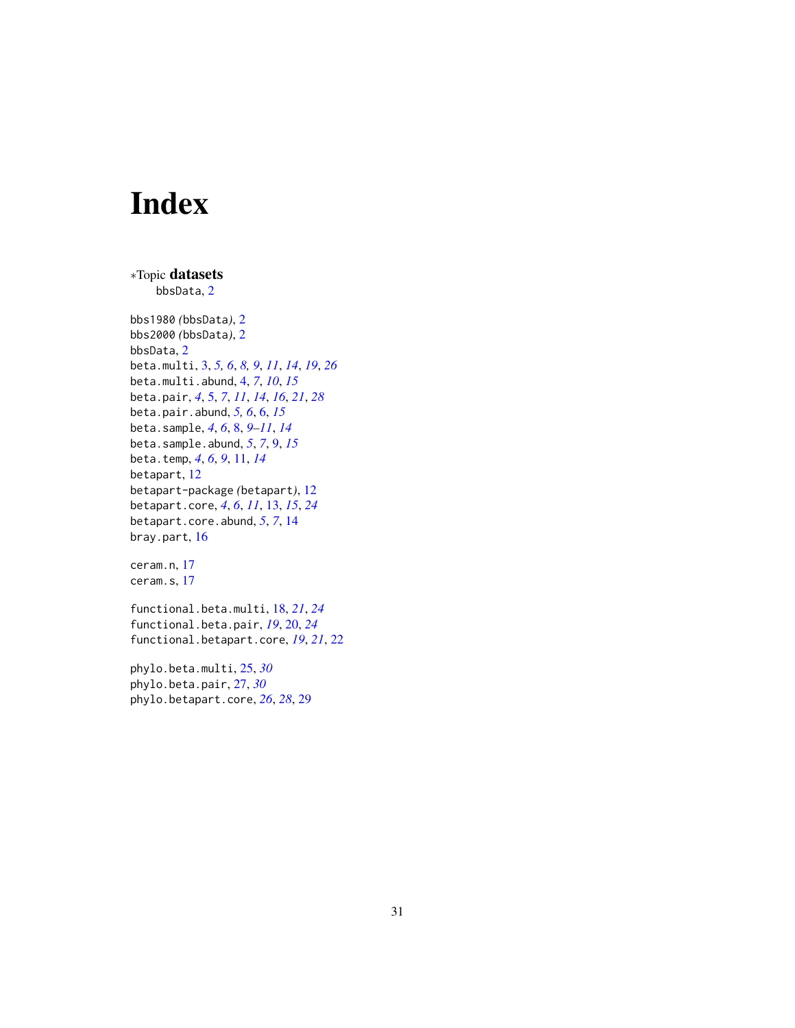# Index

*Topic **datasets**

bbsData, 2

bbs1980 *(*bbsData*)*, 2
bbs2000 *(*bbsData*)*, 2
bbsData, 2
beta.multi, 3, *5, 6*, *8, 9*, *11*, *14*, *19*, *26*
beta.multi.abund, 4, *7*, *10*, *15*
beta.pair, *4*, 5, *7*, *11*, *14*, *16*, *21*, *28*
beta.pair.abund, *5, 6*, 6, *15*
beta.sample, *4*, *6*, 8, *9–11*, *14*
beta.sample.abund, *5*, *7*, 9, *15*
beta.temp, *4*, *6*, *9*, 11, *14*
betapart, 12
betapart-package *(*betapart*)*, 12
betapart.core, *4*, *6*, *11*, 13, *15*, *24*
betapart.core.abund, *5*, *7*, 14
bray.part, 16

ceram.n, 17
ceram.s, 17

functional.beta.multi, 18, *21*, *24*
functional.beta.pair, *19*, 20, *24*
functional.betapart.core, *19*, *21*, 22

phylo.beta.multi, 25, *30*
phylo.beta.pair, 27, *30*
phylo.betapart.core, *26*, *28*, 29